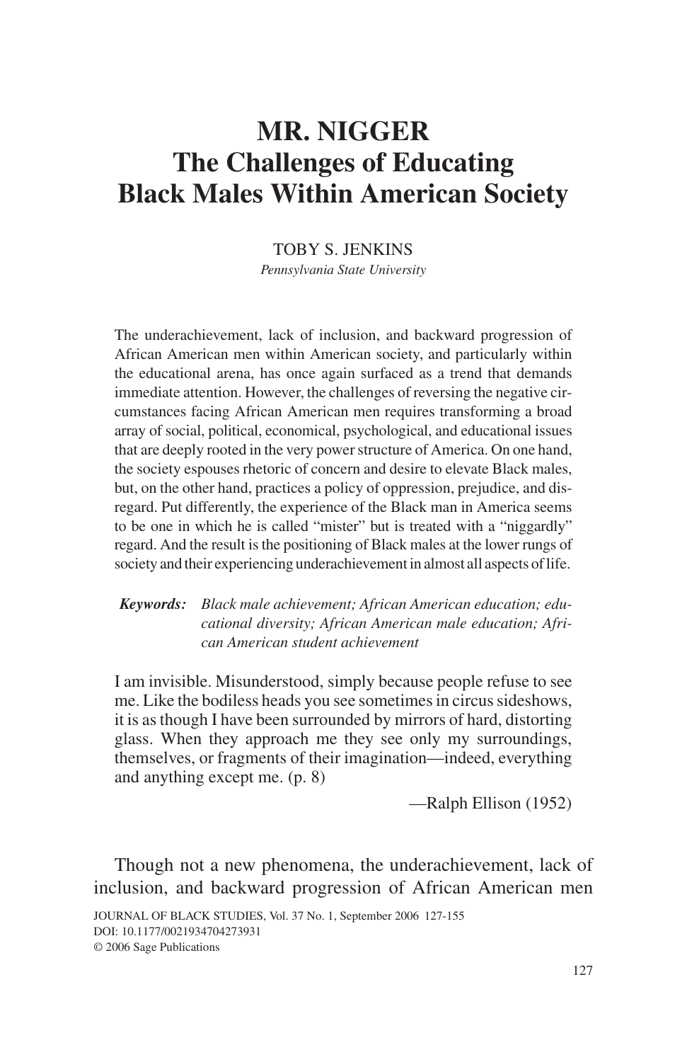# MR. NIGGER
# The Challenges of Educating Black Males Within American Society

TOBY S. JENKINS
*Pennsylvania State University*

The underachievement, lack of inclusion, and backward progression of African American men within American society, and particularly within the educational arena, has once again surfaced as a trend that demands immediate attention. However, the challenges of reversing the negative circumstances facing African American men requires transforming a broad array of social, political, economical, psychological, and educational issues that are deeply rooted in the very power structure of America. On one hand, the society espouses rhetoric of concern and desire to elevate Black males, but, on the other hand, practices a policy of oppression, prejudice, and disregard. Put differently, the experience of the Black man in America seems to be one in which he is called "mister" but is treated with a "niggardly" regard. And the result is the positioning of Black males at the lower rungs of society and their experiencing underachievement in almost all aspects of life.

***Keywords:*** *Black male achievement; African American education; educational diversity; African American male education; African American student achievement*

> I am invisible. Misunderstood, simply because people refuse to see me. Like the bodiless heads you see sometimes in circus sideshows, it is as though I have been surrounded by mirrors of hard, distorting glass. When they approach me they see only my surroundings, themselves, or fragments of their imagination—indeed, everything and anything except me. (p. 8)
>
> —Ralph Ellison (1952)

Though not a new phenomena, the underachievement, lack of inclusion, and backward progression of African American men

JOURNAL OF BLACK STUDIES, Vol. 37 No. 1, September 2006 127-155
DOI: 10.1177/0021934704273931
© 2006 Sage Publications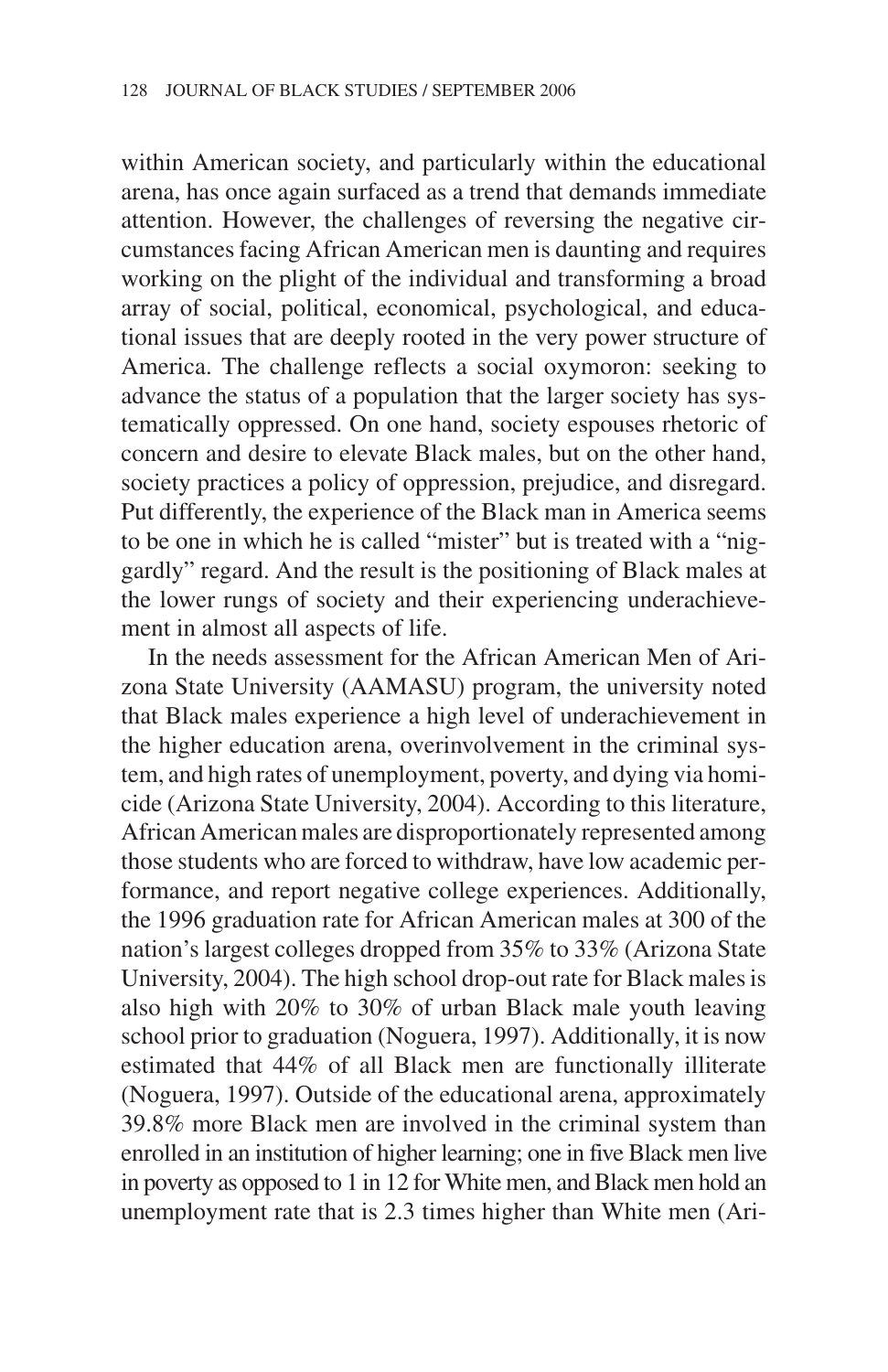within American society, and particularly within the educational arena, has once again surfaced as a trend that demands immediate attention. However, the challenges of reversing the negative circumstances facing African American men is daunting and requires working on the plight of the individual and transforming a broad array of social, political, economical, psychological, and educational issues that are deeply rooted in the very power structure of America. The challenge reflects a social oxymoron: seeking to advance the status of a population that the larger society has systematically oppressed. On one hand, society espouses rhetoric of concern and desire to elevate Black males, but on the other hand, society practices a policy of oppression, prejudice, and disregard. Put differently, the experience of the Black man in America seems to be one in which he is called "mister" but is treated with a "niggardly" regard. And the result is the positioning of Black males at the lower rungs of society and their experiencing underachievement in almost all aspects of life.

In the needs assessment for the African American Men of Arizona State University (AAMASU) program, the university noted that Black males experience a high level of underachievement in the higher education arena, overinvolvement in the criminal system, and high rates of unemployment, poverty, and dying via homicide (Arizona State University, 2004). According to this literature, African American males are disproportionately represented among those students who are forced to withdraw, have low academic performance, and report negative college experiences. Additionally, the 1996 graduation rate for African American males at 300 of the nation's largest colleges dropped from 35% to 33% (Arizona State University, 2004). The high school drop-out rate for Black males is also high with 20% to 30% of urban Black male youth leaving school prior to graduation (Noguera, 1997). Additionally, it is now estimated that 44% of all Black men are functionally illiterate (Noguera, 1997). Outside of the educational arena, approximately 39.8% more Black men are involved in the criminal system than enrolled in an institution of higher learning; one in five Black men live in poverty as opposed to 1 in 12 for White men, and Black men hold an unemployment rate that is 2.3 times higher than White men (Ari-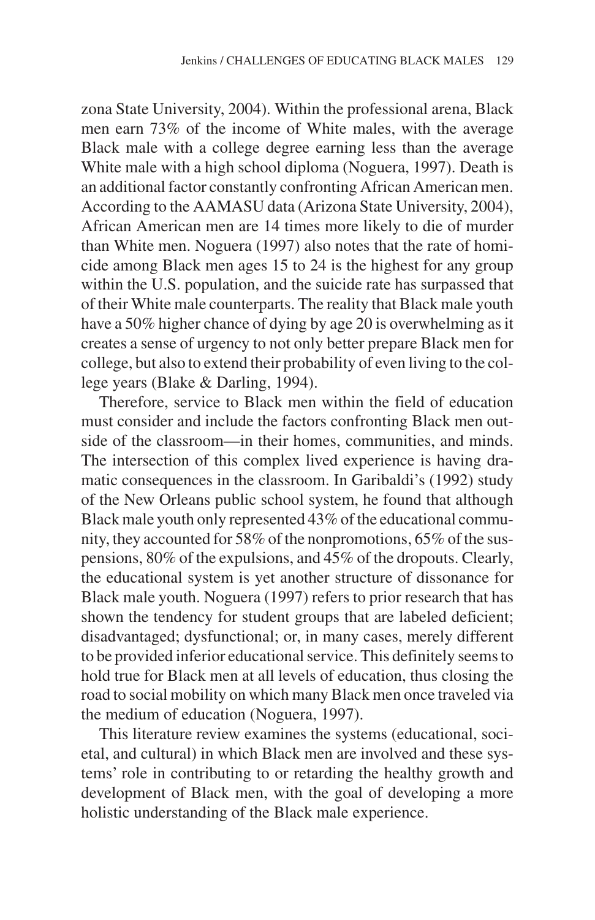zona State University, 2004). Within the professional arena, Black men earn 73% of the income of White males, with the average Black male with a college degree earning less than the average White male with a high school diploma (Noguera, 1997). Death is an additional factor constantly confronting African American men. According to the AAMASU data (Arizona State University, 2004), African American men are 14 times more likely to die of murder than White men. Noguera (1997) also notes that the rate of homicide among Black men ages 15 to 24 is the highest for any group within the U.S. population, and the suicide rate has surpassed that of their White male counterparts. The reality that Black male youth have a 50% higher chance of dying by age 20 is overwhelming as it creates a sense of urgency to not only better prepare Black men for college, but also to extend their probability of even living to the college years (Blake & Darling, 1994).

Therefore, service to Black men within the field of education must consider and include the factors confronting Black men outside of the classroom—in their homes, communities, and minds. The intersection of this complex lived experience is having dramatic consequences in the classroom. In Garibaldi's (1992) study of the New Orleans public school system, he found that although Black male youth only represented 43% of the educational community, they accounted for 58% of the nonpromotions, 65% of the suspensions, 80% of the expulsions, and 45% of the dropouts. Clearly, the educational system is yet another structure of dissonance for Black male youth. Noguera (1997) refers to prior research that has shown the tendency for student groups that are labeled deficient; disadvantaged; dysfunctional; or, in many cases, merely different to be provided inferior educational service. This definitely seems to hold true for Black men at all levels of education, thus closing the road to social mobility on which many Black men once traveled via the medium of education (Noguera, 1997).

This literature review examines the systems (educational, societal, and cultural) in which Black men are involved and these systems' role in contributing to or retarding the healthy growth and development of Black men, with the goal of developing a more holistic understanding of the Black male experience.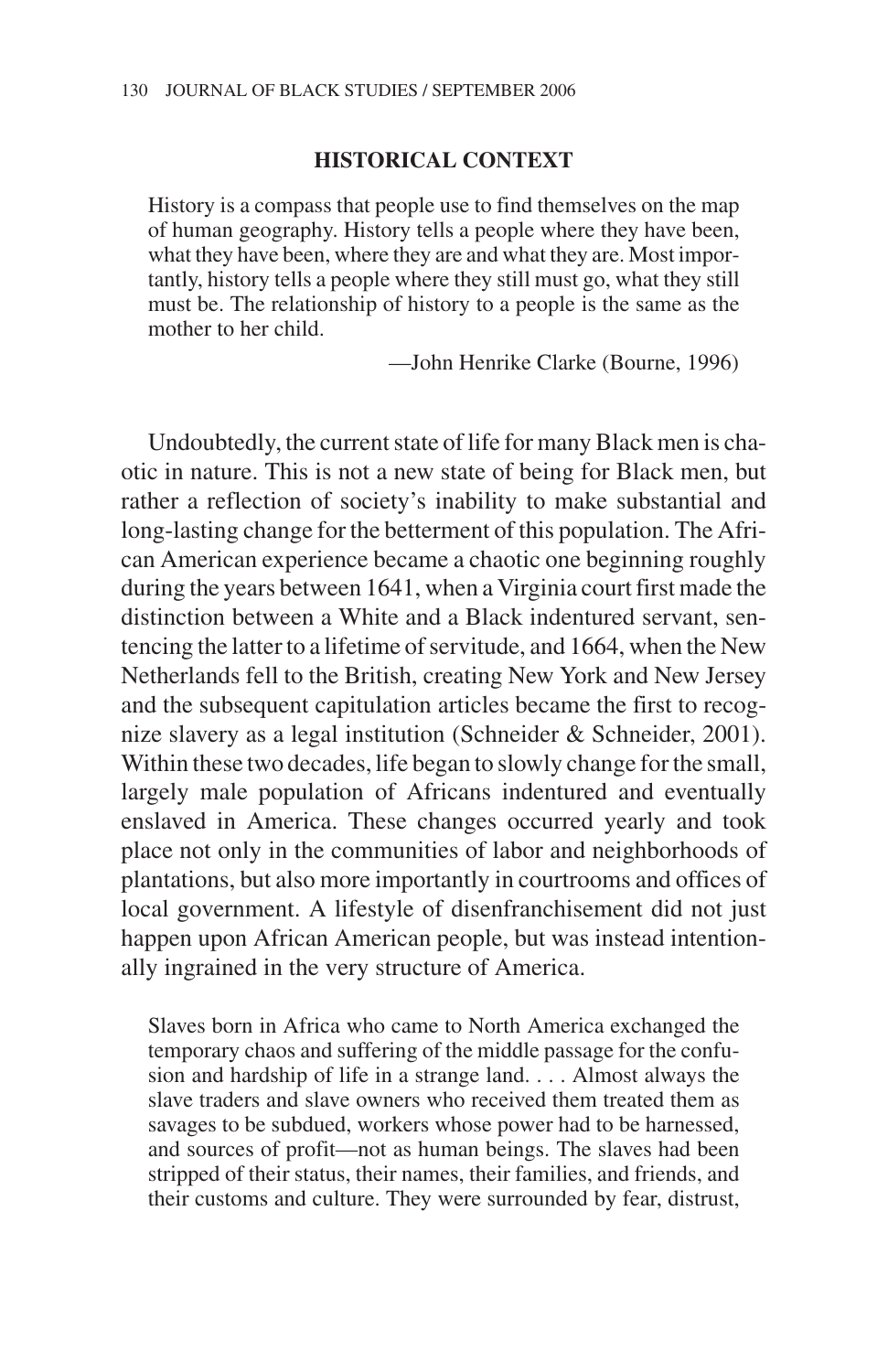## HISTORICAL CONTEXT

> History is a compass that people use to find themselves on the map of human geography. History tells a people where they have been, what they have been, where they are and what they are. Most importantly, history tells a people where they still must go, what they still must be. The relationship of history to a people is the same as the mother to her child.
>
> —John Henrike Clarke (Bourne, 1996)

Undoubtedly, the current state of life for many Black men is chaotic in nature. This is not a new state of being for Black men, but rather a reflection of society's inability to make substantial and long-lasting change for the betterment of this population. The African American experience became a chaotic one beginning roughly during the years between 1641, when a Virginia court first made the distinction between a White and a Black indentured servant, sentencing the latter to a lifetime of servitude, and 1664, when the New Netherlands fell to the British, creating New York and New Jersey and the subsequent capitulation articles became the first to recognize slavery as a legal institution (Schneider & Schneider, 2001). Within these two decades, life began to slowly change for the small, largely male population of Africans indentured and eventually enslaved in America. These changes occurred yearly and took place not only in the communities of labor and neighborhoods of plantations, but also more importantly in courtrooms and offices of local government. A lifestyle of disenfranchisement did not just happen upon African American people, but was instead intentionally ingrained in the very structure of America.

> Slaves born in Africa who came to North America exchanged the temporary chaos and suffering of the middle passage for the confusion and hardship of life in a strange land. . . . Almost always the slave traders and slave owners who received them treated them as savages to be subdued, workers whose power had to be harnessed, and sources of profit—not as human beings. The slaves had been stripped of their status, their names, their families, and friends, and their customs and culture. They were surrounded by fear, distrust,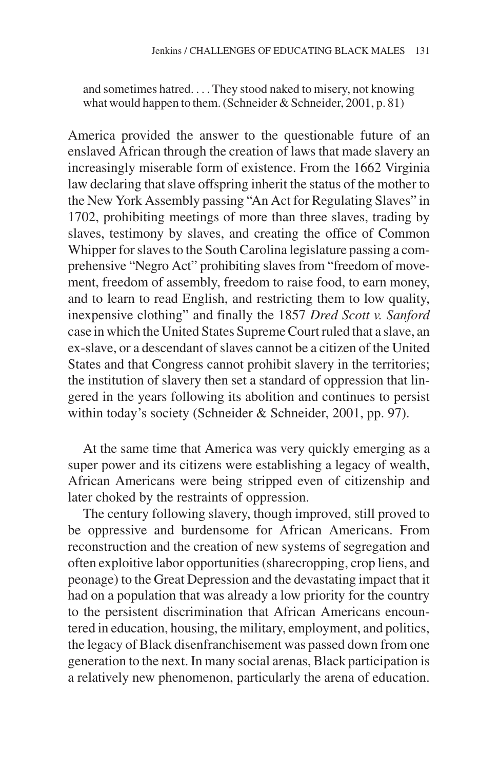> and sometimes hatred. . . . They stood naked to misery, not knowing what would happen to them. (Schneider & Schneider, 2001, p. 81)

America provided the answer to the questionable future of an enslaved African through the creation of laws that made slavery an increasingly miserable form of existence. From the 1662 Virginia law declaring that slave offspring inherit the status of the mother to the New York Assembly passing "An Act for Regulating Slaves" in 1702, prohibiting meetings of more than three slaves, trading by slaves, testimony by slaves, and creating the office of Common Whipper for slaves to the South Carolina legislature passing a comprehensive "Negro Act" prohibiting slaves from "freedom of movement, freedom of assembly, freedom to raise food, to earn money, and to learn to read English, and restricting them to low quality, inexpensive clothing" and finally the 1857 *Dred Scott v. Sanford* case in which the United States Supreme Court ruled that a slave, an ex-slave, or a descendant of slaves cannot be a citizen of the United States and that Congress cannot prohibit slavery in the territories; the institution of slavery then set a standard of oppression that lingered in the years following its abolition and continues to persist within today's society (Schneider & Schneider, 2001, pp. 97).

At the same time that America was very quickly emerging as a super power and its citizens were establishing a legacy of wealth, African Americans were being stripped even of citizenship and later choked by the restraints of oppression.

The century following slavery, though improved, still proved to be oppressive and burdensome for African Americans. From reconstruction and the creation of new systems of segregation and often exploitive labor opportunities (sharecropping, crop liens, and peonage) to the Great Depression and the devastating impact that it had on a population that was already a low priority for the country to the persistent discrimination that African Americans encountered in education, housing, the military, employment, and politics, the legacy of Black disenfranchisement was passed down from one generation to the next. In many social arenas, Black participation is a relatively new phenomenon, particularly the arena of education.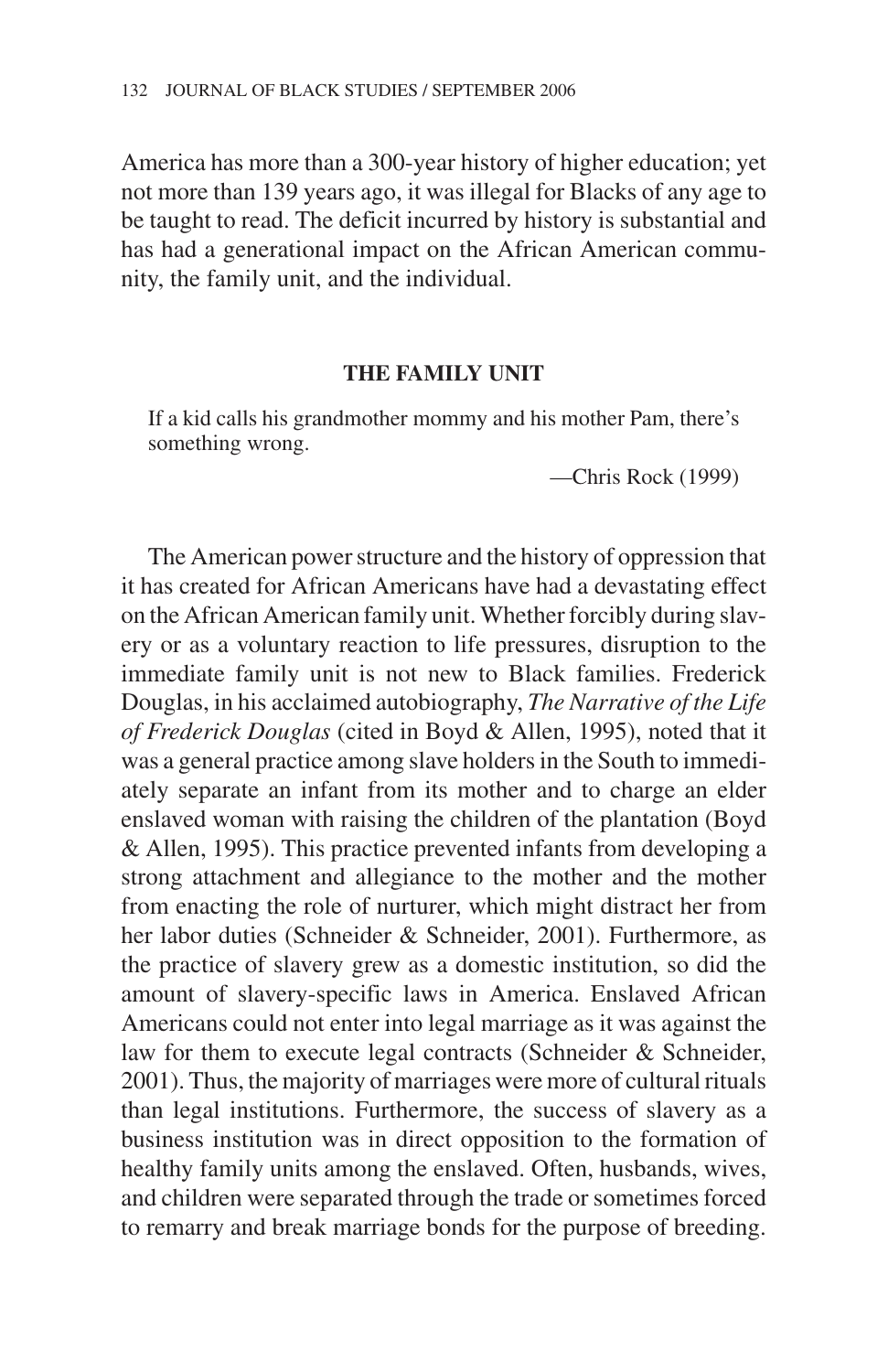America has more than a 300-year history of higher education; yet not more than 139 years ago, it was illegal for Blacks of any age to be taught to read. The deficit incurred by history is substantial and has had a generational impact on the African American community, the family unit, and the individual.

## THE FAMILY UNIT

> If a kid calls his grandmother mommy and his mother Pam, there's something wrong.
>
> —Chris Rock (1999)

The American power structure and the history of oppression that it has created for African Americans have had a devastating effect on the African American family unit. Whether forcibly during slavery or as a voluntary reaction to life pressures, disruption to the immediate family unit is not new to Black families. Frederick Douglas, in his acclaimed autobiography, *The Narrative of the Life of Frederick Douglas* (cited in Boyd & Allen, 1995), noted that it was a general practice among slave holders in the South to immediately separate an infant from its mother and to charge an elder enslaved woman with raising the children of the plantation (Boyd & Allen, 1995). This practice prevented infants from developing a strong attachment and allegiance to the mother and the mother from enacting the role of nurturer, which might distract her from her labor duties (Schneider & Schneider, 2001). Furthermore, as the practice of slavery grew as a domestic institution, so did the amount of slavery-specific laws in America. Enslaved African Americans could not enter into legal marriage as it was against the law for them to execute legal contracts (Schneider & Schneider, 2001). Thus, the majority of marriages were more of cultural rituals than legal institutions. Furthermore, the success of slavery as a business institution was in direct opposition to the formation of healthy family units among the enslaved. Often, husbands, wives, and children were separated through the trade or sometimes forced to remarry and break marriage bonds for the purpose of breeding.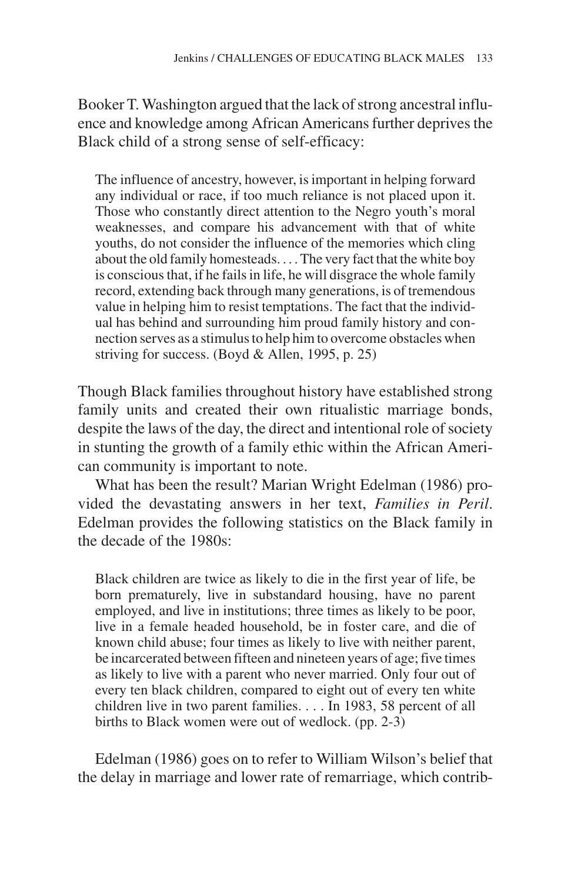Booker T. Washington argued that the lack of strong ancestral influence and knowledge among African Americans further deprives the Black child of a strong sense of self-efficacy:

> The influence of ancestry, however, is important in helping forward any individual or race, if too much reliance is not placed upon it. Those who constantly direct attention to the Negro youth's moral weaknesses, and compare his advancement with that of white youths, do not consider the influence of the memories which cling about the old family homesteads. . . . The very fact that the white boy is conscious that, if he fails in life, he will disgrace the whole family record, extending back through many generations, is of tremendous value in helping him to resist temptations. The fact that the individual has behind and surrounding him proud family history and connection serves as a stimulus to help him to overcome obstacles when striving for success. (Boyd & Allen, 1995, p. 25)

Though Black families throughout history have established strong family units and created their own ritualistic marriage bonds, despite the laws of the day, the direct and intentional role of society in stunting the growth of a family ethic within the African American community is important to note.

What has been the result? Marian Wright Edelman (1986) provided the devastating answers in her text, *Families in Peril*. Edelman provides the following statistics on the Black family in the decade of the 1980s:

> Black children are twice as likely to die in the first year of life, be born prematurely, live in substandard housing, have no parent employed, and live in institutions; three times as likely to be poor, live in a female headed household, be in foster care, and die of known child abuse; four times as likely to live with neither parent, be incarcerated between fifteen and nineteen years of age; five times as likely to live with a parent who never married. Only four out of every ten black children, compared to eight out of every ten white children live in two parent families. . . . In 1983, 58 percent of all births to Black women were out of wedlock. (pp. 2-3)

Edelman (1986) goes on to refer to William Wilson's belief that the delay in marriage and lower rate of remarriage, which contrib-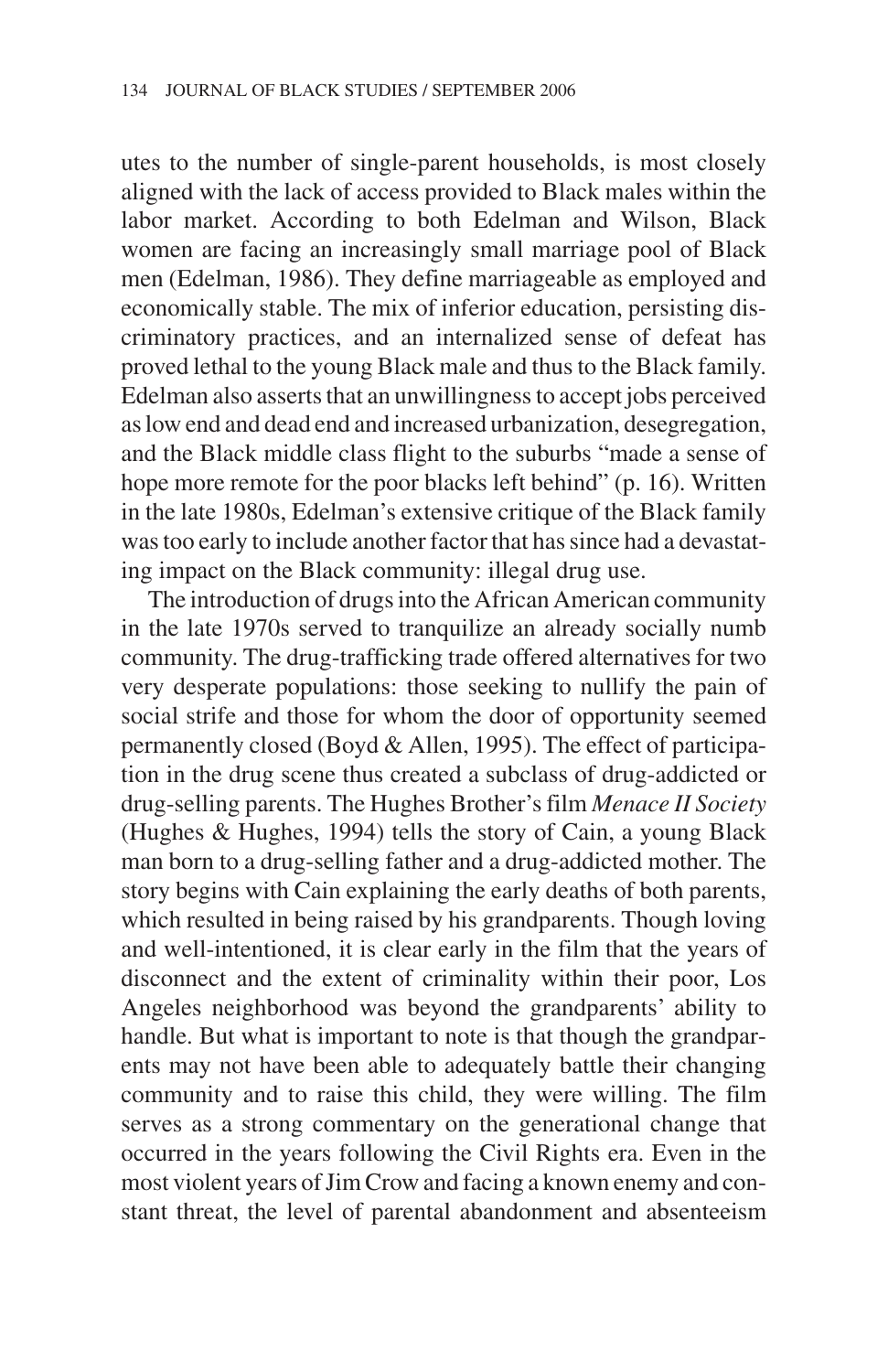utes to the number of single-parent households, is most closely aligned with the lack of access provided to Black males within the labor market. According to both Edelman and Wilson, Black women are facing an increasingly small marriage pool of Black men (Edelman, 1986). They define marriageable as employed and economically stable. The mix of inferior education, persisting discriminatory practices, and an internalized sense of defeat has proved lethal to the young Black male and thus to the Black family. Edelman also asserts that an unwillingness to accept jobs perceived as low end and dead end and increased urbanization, desegregation, and the Black middle class flight to the suburbs "made a sense of hope more remote for the poor blacks left behind" (p. 16). Written in the late 1980s, Edelman's extensive critique of the Black family was too early to include another factor that has since had a devastating impact on the Black community: illegal drug use.

The introduction of drugs into the African American community in the late 1970s served to tranquilize an already socially numb community. The drug-trafficking trade offered alternatives for two very desperate populations: those seeking to nullify the pain of social strife and those for whom the door of opportunity seemed permanently closed (Boyd & Allen, 1995). The effect of participation in the drug scene thus created a subclass of drug-addicted or drug-selling parents. The Hughes Brother's film *Menace II Society* (Hughes & Hughes, 1994) tells the story of Cain, a young Black man born to a drug-selling father and a drug-addicted mother. The story begins with Cain explaining the early deaths of both parents, which resulted in being raised by his grandparents. Though loving and well-intentioned, it is clear early in the film that the years of disconnect and the extent of criminality within their poor, Los Angeles neighborhood was beyond the grandparents' ability to handle. But what is important to note is that though the grandparents may not have been able to adequately battle their changing community and to raise this child, they were willing. The film serves as a strong commentary on the generational change that occurred in the years following the Civil Rights era. Even in the most violent years of Jim Crow and facing a known enemy and constant threat, the level of parental abandonment and absenteeism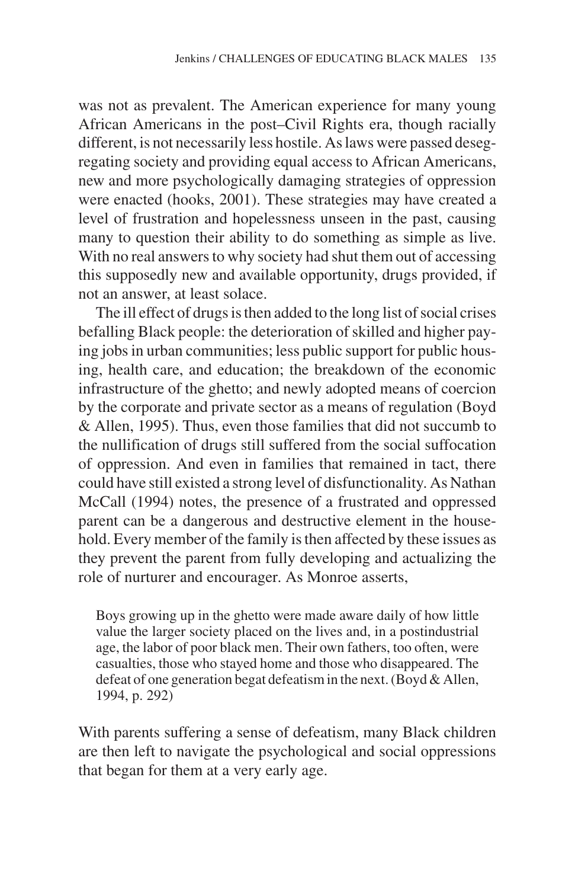was not as prevalent. The American experience for many young African Americans in the post–Civil Rights era, though racially different, is not necessarily less hostile. As laws were passed desegregating society and providing equal access to African Americans, new and more psychologically damaging strategies of oppression were enacted (hooks, 2001). These strategies may have created a level of frustration and hopelessness unseen in the past, causing many to question their ability to do something as simple as live. With no real answers to why society had shut them out of accessing this supposedly new and available opportunity, drugs provided, if not an answer, at least solace.

The ill effect of drugs is then added to the long list of social crises befalling Black people: the deterioration of skilled and higher paying jobs in urban communities; less public support for public housing, health care, and education; the breakdown of the economic infrastructure of the ghetto; and newly adopted means of coercion by the corporate and private sector as a means of regulation (Boyd & Allen, 1995). Thus, even those families that did not succumb to the nullification of drugs still suffered from the social suffocation of oppression. And even in families that remained in tact, there could have still existed a strong level of disfunctionality. As Nathan McCall (1994) notes, the presence of a frustrated and oppressed parent can be a dangerous and destructive element in the household. Every member of the family is then affected by these issues as they prevent the parent from fully developing and actualizing the role of nurturer and encourager. As Monroe asserts,

> Boys growing up in the ghetto were made aware daily of how little value the larger society placed on the lives and, in a postindustrial age, the labor of poor black men. Their own fathers, too often, were casualties, those who stayed home and those who disappeared. The defeat of one generation begat defeatism in the next. (Boyd & Allen, 1994, p. 292)

With parents suffering a sense of defeatism, many Black children are then left to navigate the psychological and social oppressions that began for them at a very early age.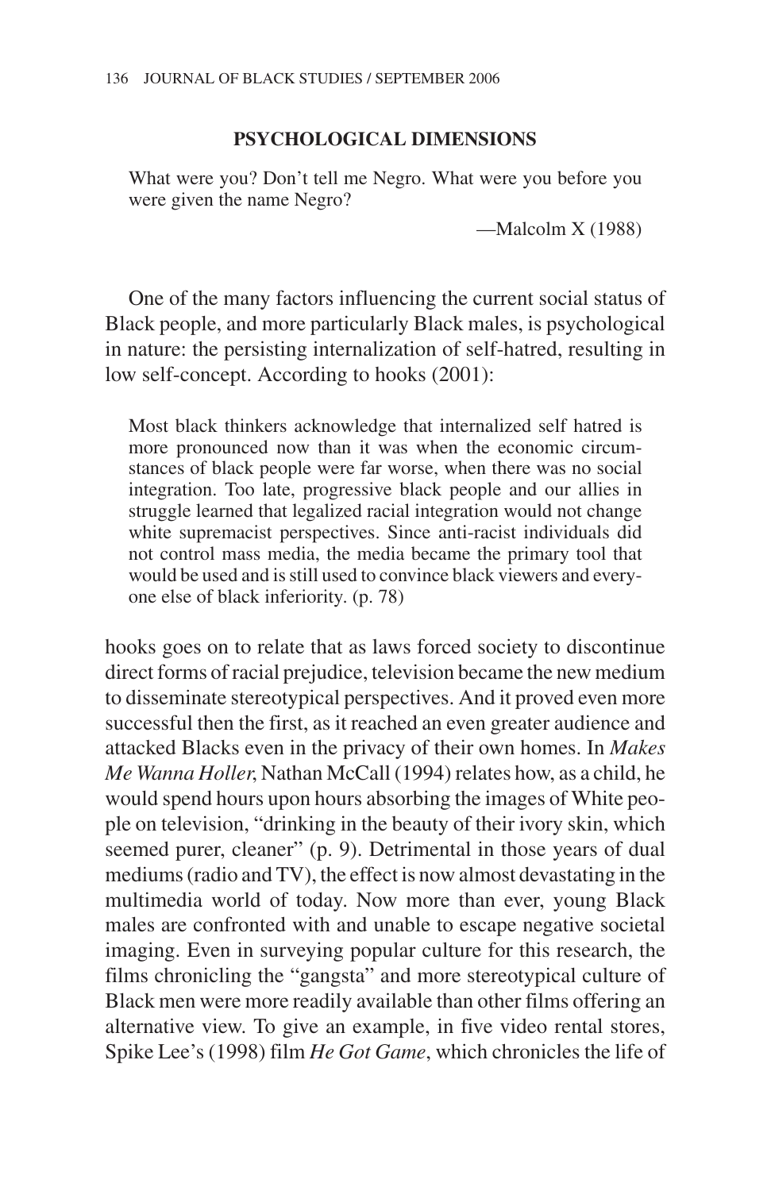## PSYCHOLOGICAL DIMENSIONS

> What were you? Don't tell me Negro. What were you before you were given the name Negro?
>
> —Malcolm X (1988)

One of the many factors influencing the current social status of Black people, and more particularly Black males, is psychological in nature: the persisting internalization of self-hatred, resulting in low self-concept. According to hooks (2001):

> Most black thinkers acknowledge that internalized self hatred is more pronounced now than it was when the economic circumstances of black people were far worse, when there was no social integration. Too late, progressive black people and our allies in struggle learned that legalized racial integration would not change white supremacist perspectives. Since anti-racist individuals did not control mass media, the media became the primary tool that would be used and is still used to convince black viewers and everyone else of black inferiority. (p. 78)

hooks goes on to relate that as laws forced society to discontinue direct forms of racial prejudice, television became the new medium to disseminate stereotypical perspectives. And it proved even more successful then the first, as it reached an even greater audience and attacked Blacks even in the privacy of their own homes. In *Makes Me Wanna Holler*, Nathan McCall (1994) relates how, as a child, he would spend hours upon hours absorbing the images of White people on television, "drinking in the beauty of their ivory skin, which seemed purer, cleaner" (p. 9). Detrimental in those years of dual mediums (radio and TV), the effect is now almost devastating in the multimedia world of today. Now more than ever, young Black males are confronted with and unable to escape negative societal imaging. Even in surveying popular culture for this research, the films chronicling the "gangsta" and more stereotypical culture of Black men were more readily available than other films offering an alternative view. To give an example, in five video rental stores, Spike Lee's (1998) film *He Got Game*, which chronicles the life of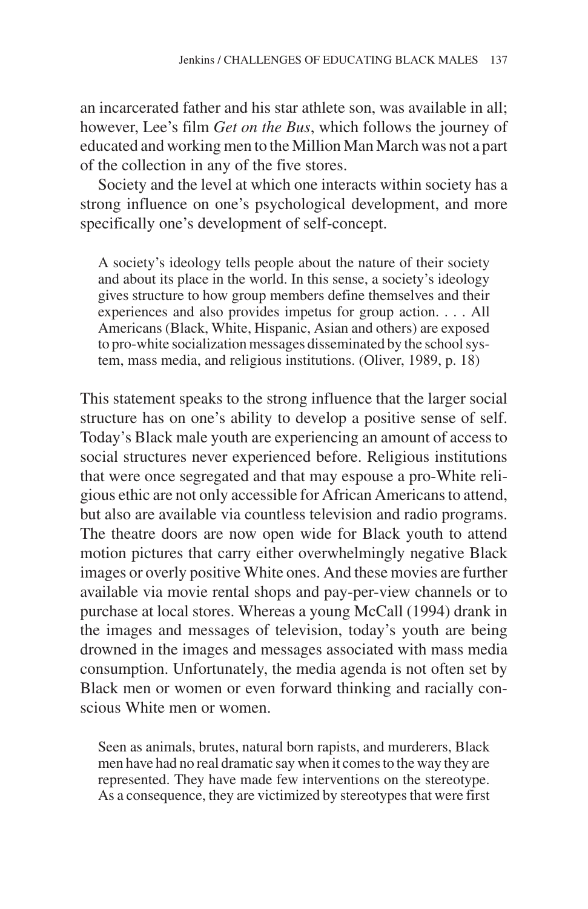an incarcerated father and his star athlete son, was available in all; however, Lee's film *Get on the Bus*, which follows the journey of educated and working men to the Million Man March was not a part of the collection in any of the five stores.

Society and the level at which one interacts within society has a strong influence on one's psychological development, and more specifically one's development of self-concept.

> A society's ideology tells people about the nature of their society and about its place in the world. In this sense, a society's ideology gives structure to how group members define themselves and their experiences and also provides impetus for group action. . . . All Americans (Black, White, Hispanic, Asian and others) are exposed to pro-white socialization messages disseminated by the school system, mass media, and religious institutions. (Oliver, 1989, p. 18)

This statement speaks to the strong influence that the larger social structure has on one's ability to develop a positive sense of self. Today's Black male youth are experiencing an amount of access to social structures never experienced before. Religious institutions that were once segregated and that may espouse a pro-White religious ethic are not only accessible for African Americans to attend, but also are available via countless television and radio programs. The theatre doors are now open wide for Black youth to attend motion pictures that carry either overwhelmingly negative Black images or overly positive White ones. And these movies are further available via movie rental shops and pay-per-view channels or to purchase at local stores. Whereas a young McCall (1994) drank in the images and messages of television, today's youth are being drowned in the images and messages associated with mass media consumption. Unfortunately, the media agenda is not often set by Black men or women or even forward thinking and racially conscious White men or women.

> Seen as animals, brutes, natural born rapists, and murderers, Black men have had no real dramatic say when it comes to the way they are represented. They have made few interventions on the stereotype. As a consequence, they are victimized by stereotypes that were first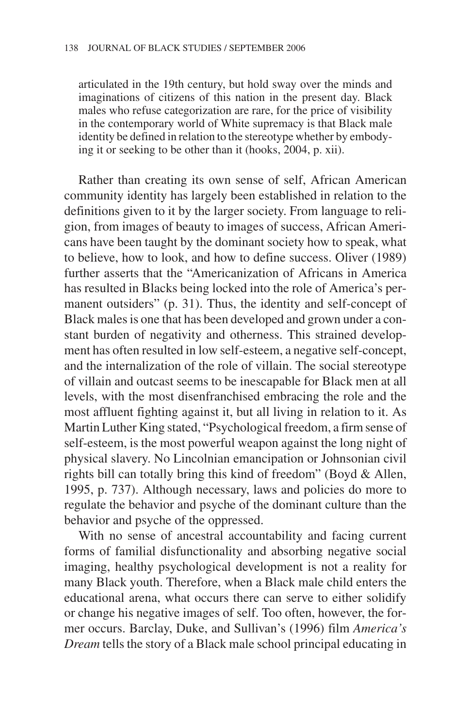> articulated in the 19th century, but hold sway over the minds and imaginations of citizens of this nation in the present day. Black males who refuse categorization are rare, for the price of visibility in the contemporary world of White supremacy is that Black male identity be defined in relation to the stereotype whether by embodying it or seeking to be other than it (hooks, 2004, p. xii).

Rather than creating its own sense of self, African American community identity has largely been established in relation to the definitions given to it by the larger society. From language to religion, from images of beauty to images of success, African Americans have been taught by the dominant society how to speak, what to believe, how to look, and how to define success. Oliver (1989) further asserts that the "Americanization of Africans in America has resulted in Blacks being locked into the role of America's permanent outsiders" (p. 31). Thus, the identity and self-concept of Black males is one that has been developed and grown under a constant burden of negativity and otherness. This strained development has often resulted in low self-esteem, a negative self-concept, and the internalization of the role of villain. The social stereotype of villain and outcast seems to be inescapable for Black men at all levels, with the most disenfranchised embracing the role and the most affluent fighting against it, but all living in relation to it. As Martin Luther King stated, "Psychological freedom, a firm sense of self-esteem, is the most powerful weapon against the long night of physical slavery. No Lincolnian emancipation or Johnsonian civil rights bill can totally bring this kind of freedom" (Boyd & Allen, 1995, p. 737). Although necessary, laws and policies do more to regulate the behavior and psyche of the dominant culture than the behavior and psyche of the oppressed.

With no sense of ancestral accountability and facing current forms of familial disfunctionality and absorbing negative social imaging, healthy psychological development is not a reality for many Black youth. Therefore, when a Black male child enters the educational arena, what occurs there can serve to either solidify or change his negative images of self. Too often, however, the former occurs. Barclay, Duke, and Sullivan's (1996) film *America's Dream* tells the story of a Black male school principal educating in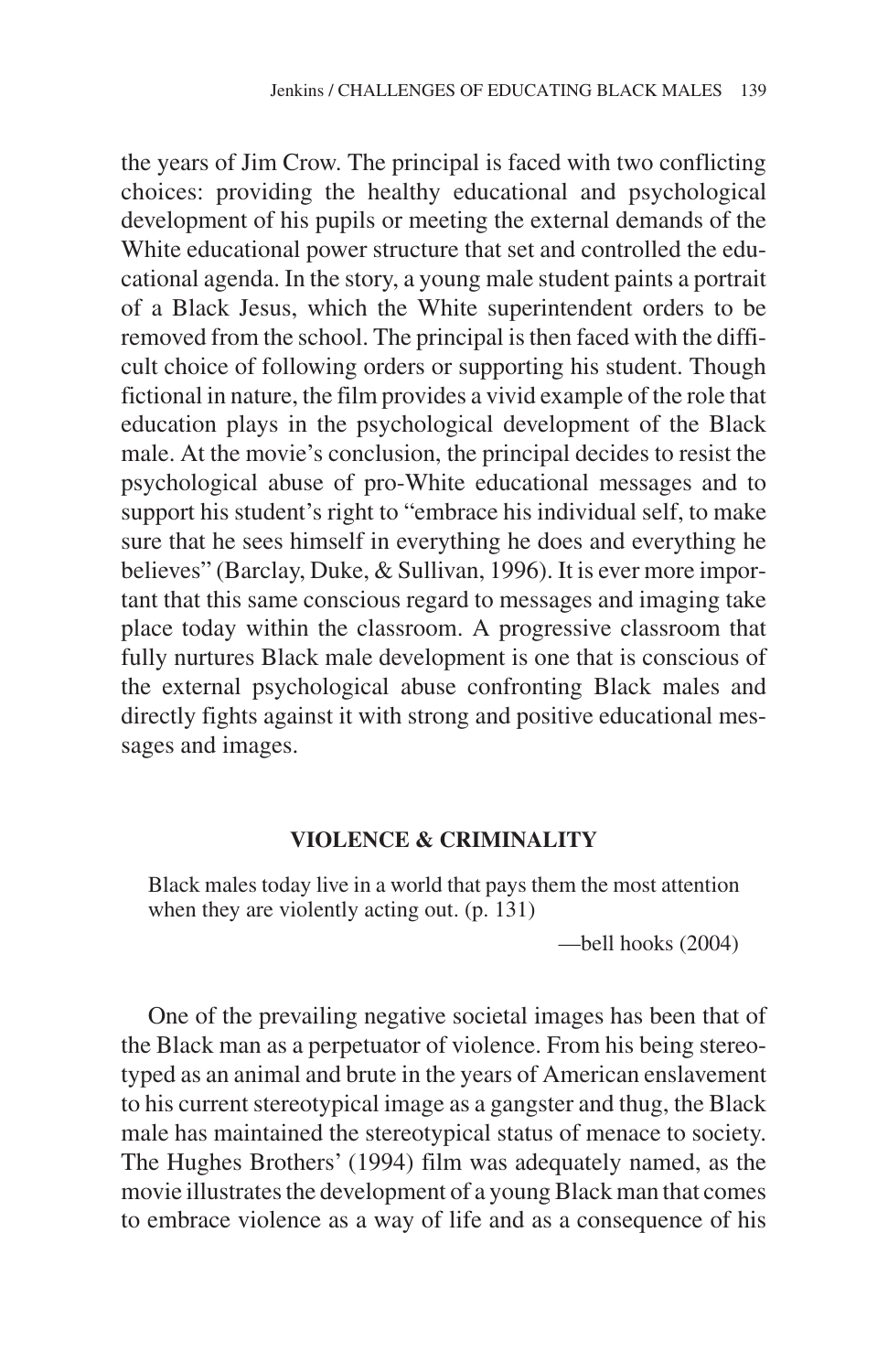the years of Jim Crow. The principal is faced with two conflicting choices: providing the healthy educational and psychological development of his pupils or meeting the external demands of the White educational power structure that set and controlled the educational agenda. In the story, a young male student paints a portrait of a Black Jesus, which the White superintendent orders to be removed from the school. The principal is then faced with the difficult choice of following orders or supporting his student. Though fictional in nature, the film provides a vivid example of the role that education plays in the psychological development of the Black male. At the movie's conclusion, the principal decides to resist the psychological abuse of pro-White educational messages and to support his student's right to "embrace his individual self, to make sure that he sees himself in everything he does and everything he believes" (Barclay, Duke, & Sullivan, 1996). It is ever more important that this same conscious regard to messages and imaging take place today within the classroom. A progressive classroom that fully nurtures Black male development is one that is conscious of the external psychological abuse confronting Black males and directly fights against it with strong and positive educational messages and images.

## VIOLENCE & CRIMINALITY

> Black males today live in a world that pays them the most attention when they are violently acting out. (p. 131)
>
> —bell hooks (2004)

One of the prevailing negative societal images has been that of the Black man as a perpetuator of violence. From his being stereotyped as an animal and brute in the years of American enslavement to his current stereotypical image as a gangster and thug, the Black male has maintained the stereotypical status of menace to society. The Hughes Brothers' (1994) film was adequately named, as the movie illustrates the development of a young Black man that comes to embrace violence as a way of life and as a consequence of his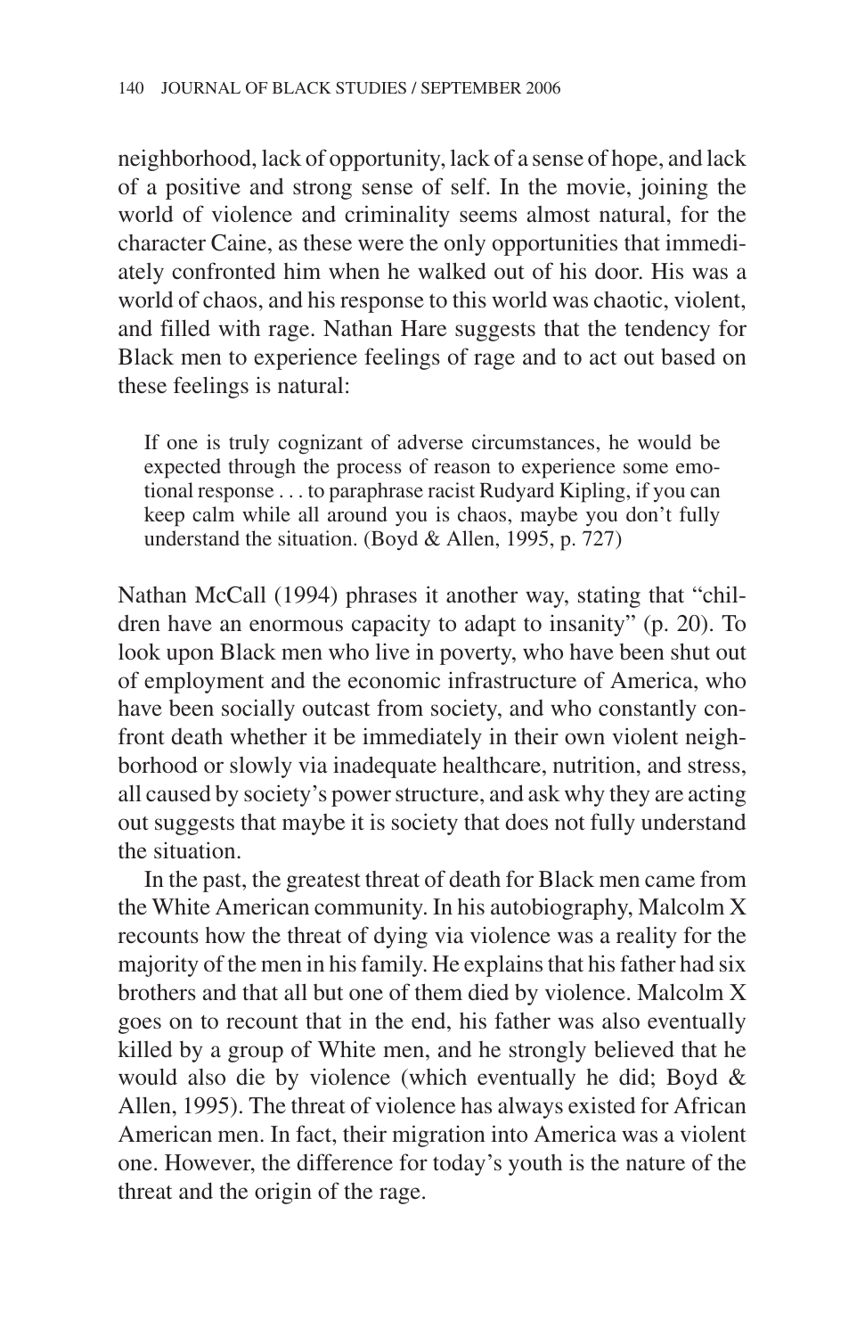neighborhood, lack of opportunity, lack of a sense of hope, and lack of a positive and strong sense of self. In the movie, joining the world of violence and criminality seems almost natural, for the character Caine, as these were the only opportunities that immediately confronted him when he walked out of his door. His was a world of chaos, and his response to this world was chaotic, violent, and filled with rage. Nathan Hare suggests that the tendency for Black men to experience feelings of rage and to act out based on these feelings is natural:

> If one is truly cognizant of adverse circumstances, he would be expected through the process of reason to experience some emotional response . . . to paraphrase racist Rudyard Kipling, if you can keep calm while all around you is chaos, maybe you don't fully understand the situation. (Boyd & Allen, 1995, p. 727)

Nathan McCall (1994) phrases it another way, stating that "children have an enormous capacity to adapt to insanity" (p. 20). To look upon Black men who live in poverty, who have been shut out of employment and the economic infrastructure of America, who have been socially outcast from society, and who constantly confront death whether it be immediately in their own violent neighborhood or slowly via inadequate healthcare, nutrition, and stress, all caused by society's power structure, and ask why they are acting out suggests that maybe it is society that does not fully understand the situation.

In the past, the greatest threat of death for Black men came from the White American community. In his autobiography, Malcolm X recounts how the threat of dying via violence was a reality for the majority of the men in his family. He explains that his father had six brothers and that all but one of them died by violence. Malcolm X goes on to recount that in the end, his father was also eventually killed by a group of White men, and he strongly believed that he would also die by violence (which eventually he did; Boyd & Allen, 1995). The threat of violence has always existed for African American men. In fact, their migration into America was a violent one. However, the difference for today's youth is the nature of the threat and the origin of the rage.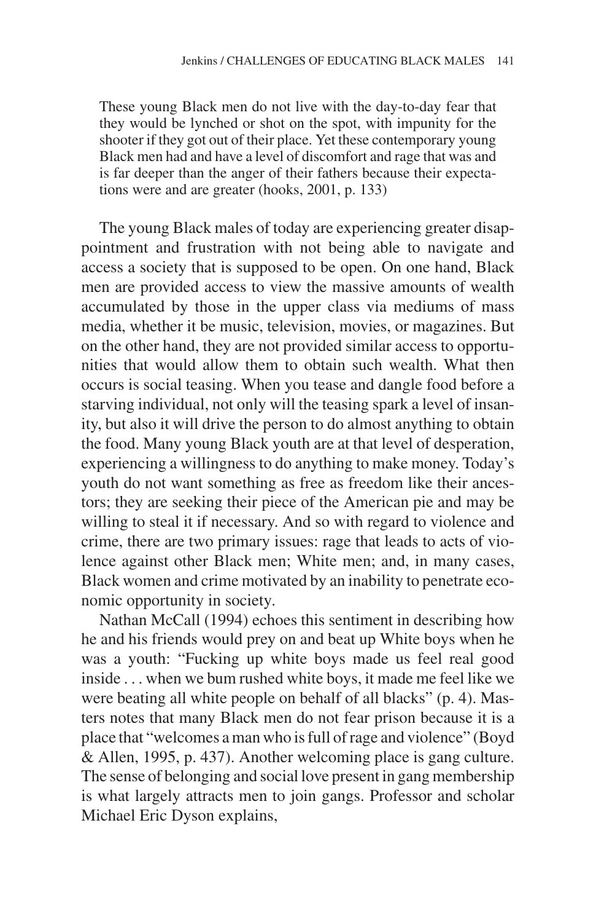> These young Black men do not live with the day-to-day fear that they would be lynched or shot on the spot, with impunity for the shooter if they got out of their place. Yet these contemporary young Black men had and have a level of discomfort and rage that was and is far deeper than the anger of their fathers because their expectations were and are greater (hooks, 2001, p. 133)

The young Black males of today are experiencing greater disappointment and frustration with not being able to navigate and access a society that is supposed to be open. On one hand, Black men are provided access to view the massive amounts of wealth accumulated by those in the upper class via mediums of mass media, whether it be music, television, movies, or magazines. But on the other hand, they are not provided similar access to opportunities that would allow them to obtain such wealth. What then occurs is social teasing. When you tease and dangle food before a starving individual, not only will the teasing spark a level of insanity, but also it will drive the person to do almost anything to obtain the food. Many young Black youth are at that level of desperation, experiencing a willingness to do anything to make money. Today's youth do not want something as free as freedom like their ancestors; they are seeking their piece of the American pie and may be willing to steal it if necessary. And so with regard to violence and crime, there are two primary issues: rage that leads to acts of violence against other Black men; White men; and, in many cases, Black women and crime motivated by an inability to penetrate economic opportunity in society.

Nathan McCall (1994) echoes this sentiment in describing how he and his friends would prey on and beat up White boys when he was a youth: "Fucking up white boys made us feel real good inside . . . when we bum rushed white boys, it made me feel like we were beating all white people on behalf of all blacks" (p. 4). Masters notes that many Black men do not fear prison because it is a place that "welcomes a man who is full of rage and violence" (Boyd & Allen, 1995, p. 437). Another welcoming place is gang culture. The sense of belonging and social love present in gang membership is what largely attracts men to join gangs. Professor and scholar Michael Eric Dyson explains,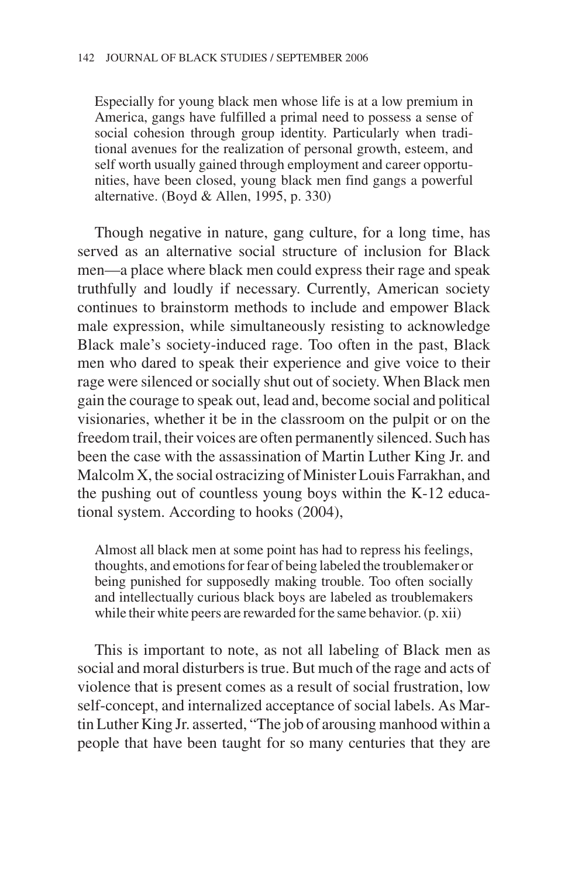> Especially for young black men whose life is at a low premium in America, gangs have fulfilled a primal need to possess a sense of social cohesion through group identity. Particularly when traditional avenues for the realization of personal growth, esteem, and self worth usually gained through employment and career opportunities, have been closed, young black men find gangs a powerful alternative. (Boyd & Allen, 1995, p. 330)

Though negative in nature, gang culture, for a long time, has served as an alternative social structure of inclusion for Black men—a place where black men could express their rage and speak truthfully and loudly if necessary. Currently, American society continues to brainstorm methods to include and empower Black male expression, while simultaneously resisting to acknowledge Black male's society-induced rage. Too often in the past, Black men who dared to speak their experience and give voice to their rage were silenced or socially shut out of society. When Black men gain the courage to speak out, lead and, become social and political visionaries, whether it be in the classroom on the pulpit or on the freedom trail, their voices are often permanently silenced. Such has been the case with the assassination of Martin Luther King Jr. and Malcolm X, the social ostracizing of Minister Louis Farrakhan, and the pushing out of countless young boys within the K-12 educational system. According to hooks (2004),

> Almost all black men at some point has had to repress his feelings, thoughts, and emotions for fear of being labeled the troublemaker or being punished for supposedly making trouble. Too often socially and intellectually curious black boys are labeled as troublemakers while their white peers are rewarded for the same behavior. (p. xii)

This is important to note, as not all labeling of Black men as social and moral disturbers is true. But much of the rage and acts of violence that is present comes as a result of social frustration, low self-concept, and internalized acceptance of social labels. As Martin Luther King Jr. asserted, "The job of arousing manhood within a people that have been taught for so many centuries that they are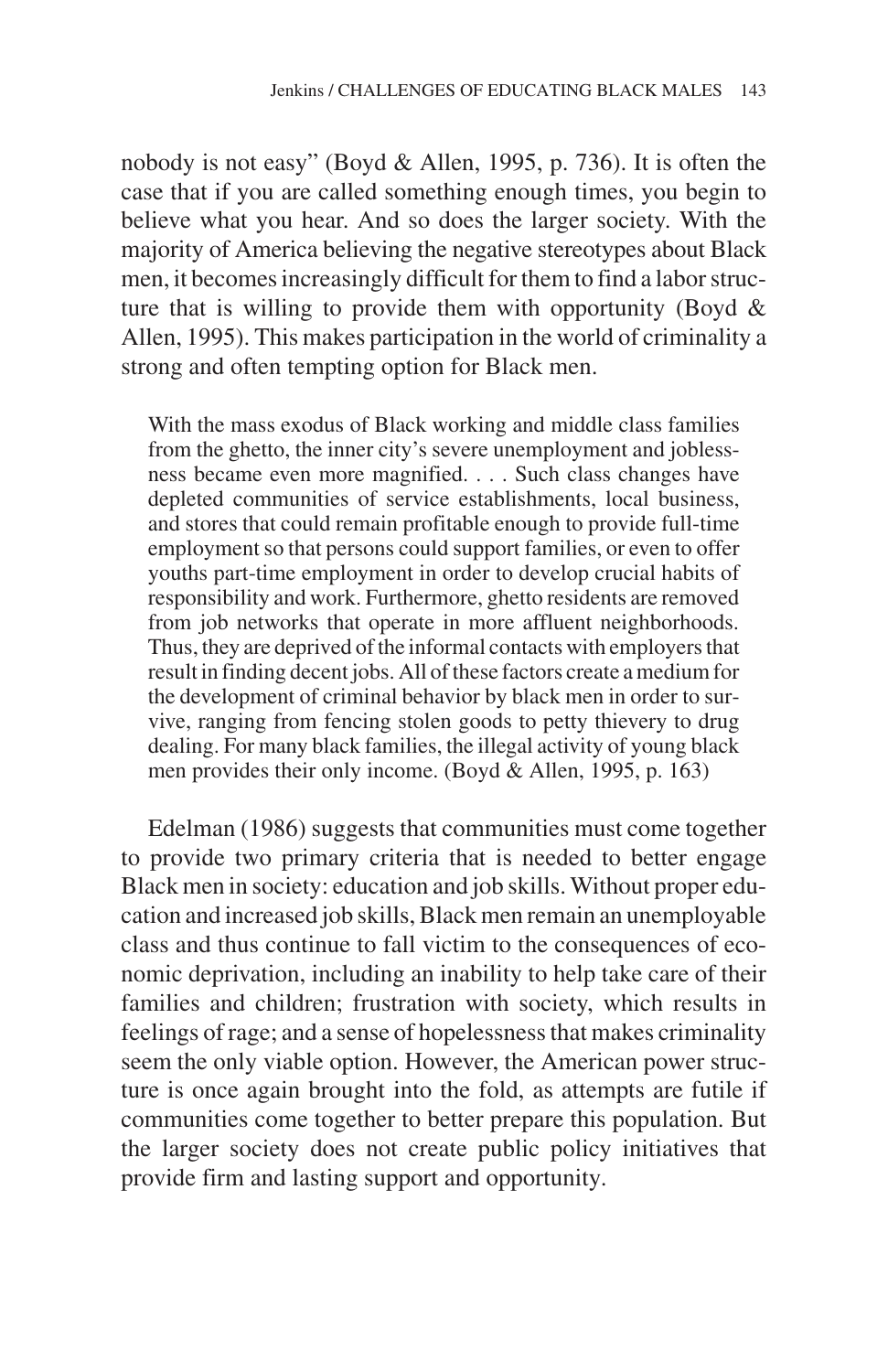nobody is not easy" (Boyd & Allen, 1995, p. 736). It is often the case that if you are called something enough times, you begin to believe what you hear. And so does the larger society. With the majority of America believing the negative stereotypes about Black men, it becomes increasingly difficult for them to find a labor structure that is willing to provide them with opportunity (Boyd & Allen, 1995). This makes participation in the world of criminality a strong and often tempting option for Black men.

> With the mass exodus of Black working and middle class families from the ghetto, the inner city's severe unemployment and joblessness became even more magnified. . . . Such class changes have depleted communities of service establishments, local business, and stores that could remain profitable enough to provide full-time employment so that persons could support families, or even to offer youths part-time employment in order to develop crucial habits of responsibility and work. Furthermore, ghetto residents are removed from job networks that operate in more affluent neighborhoods. Thus, they are deprived of the informal contacts with employers that result in finding decent jobs. All of these factors create a medium for the development of criminal behavior by black men in order to survive, ranging from fencing stolen goods to petty thievery to drug dealing. For many black families, the illegal activity of young black men provides their only income. (Boyd & Allen, 1995, p. 163)

Edelman (1986) suggests that communities must come together to provide two primary criteria that is needed to better engage Black men in society: education and job skills. Without proper education and increased job skills, Black men remain an unemployable class and thus continue to fall victim to the consequences of economic deprivation, including an inability to help take care of their families and children; frustration with society, which results in feelings of rage; and a sense of hopelessness that makes criminality seem the only viable option. However, the American power structure is once again brought into the fold, as attempts are futile if communities come together to better prepare this population. But the larger society does not create public policy initiatives that provide firm and lasting support and opportunity.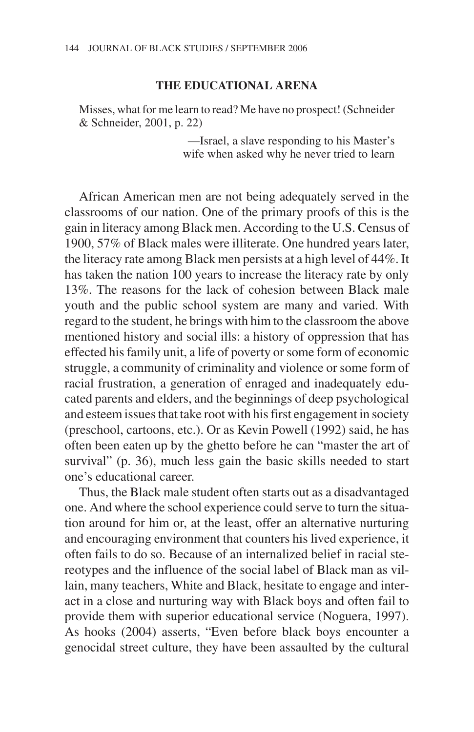## THE EDUCATIONAL ARENA

> Misses, what for me learn to read? Me have no prospect! (Schneider & Schneider, 2001, p. 22)
>
> —Israel, a slave responding to his Master's wife when asked why he never tried to learn

African American men are not being adequately served in the classrooms of our nation. One of the primary proofs of this is the gain in literacy among Black men. According to the U.S. Census of 1900, 57% of Black males were illiterate. One hundred years later, the literacy rate among Black men persists at a high level of 44%. It has taken the nation 100 years to increase the literacy rate by only 13%. The reasons for the lack of cohesion between Black male youth and the public school system are many and varied. With regard to the student, he brings with him to the classroom the above mentioned history and social ills: a history of oppression that has effected his family unit, a life of poverty or some form of economic struggle, a community of criminality and violence or some form of racial frustration, a generation of enraged and inadequately educated parents and elders, and the beginnings of deep psychological and esteem issues that take root with his first engagement in society (preschool, cartoons, etc.). Or as Kevin Powell (1992) said, he has often been eaten up by the ghetto before he can "master the art of survival" (p. 36), much less gain the basic skills needed to start one's educational career.

Thus, the Black male student often starts out as a disadvantaged one. And where the school experience could serve to turn the situation around for him or, at the least, offer an alternative nurturing and encouraging environment that counters his lived experience, it often fails to do so. Because of an internalized belief in racial stereotypes and the influence of the social label of Black man as villain, many teachers, White and Black, hesitate to engage and interact in a close and nurturing way with Black boys and often fail to provide them with superior educational service (Noguera, 1997). As hooks (2004) asserts, "Even before black boys encounter a genocidal street culture, they have been assaulted by the cultural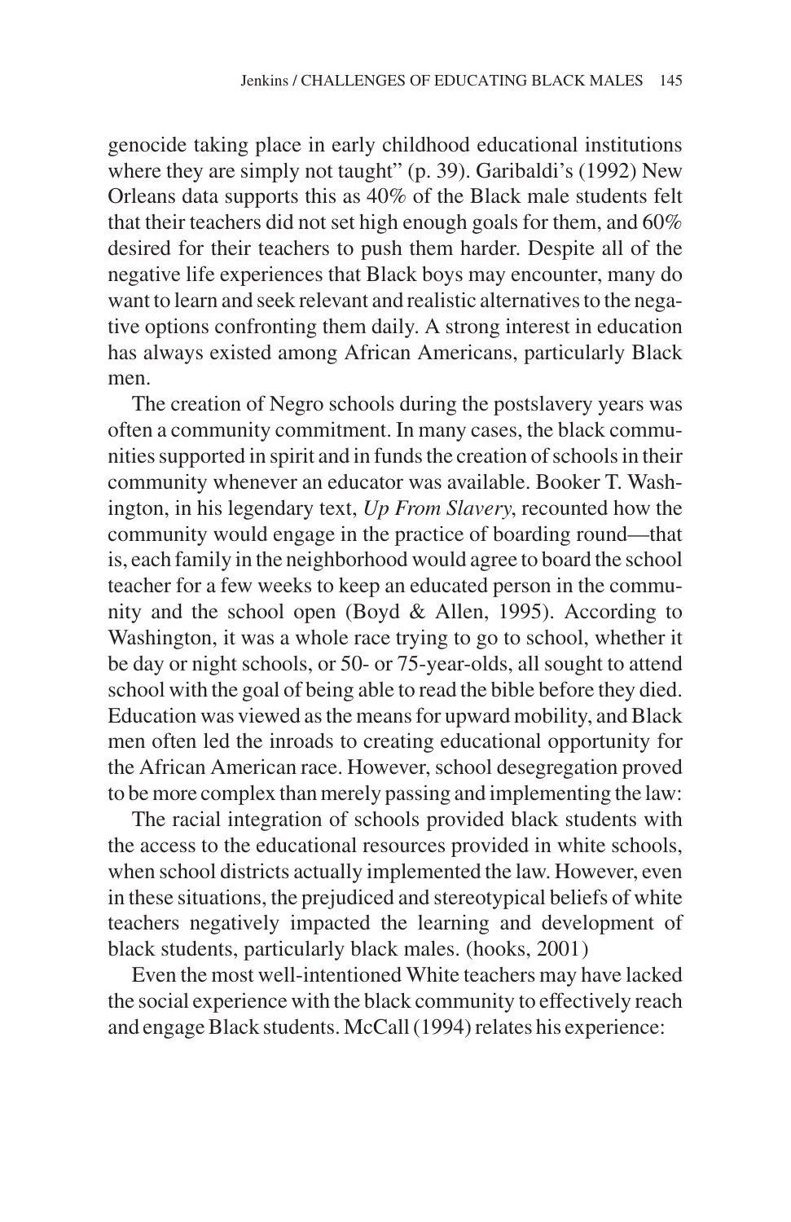genocide taking place in early childhood educational institutions where they are simply not taught" (p. 39). Garibaldi's (1992) New Orleans data supports this as 40% of the Black male students felt that their teachers did not set high enough goals for them, and 60% desired for their teachers to push them harder. Despite all of the negative life experiences that Black boys may encounter, many do want to learn and seek relevant and realistic alternatives to the negative options confronting them daily. A strong interest in education has always existed among African Americans, particularly Black men.

The creation of Negro schools during the postslavery years was often a community commitment. In many cases, the black communities supported in spirit and in funds the creation of schools in their community whenever an educator was available. Booker T. Washington, in his legendary text, *Up From Slavery*, recounted how the community would engage in the practice of boarding round—that is, each family in the neighborhood would agree to board the school teacher for a few weeks to keep an educated person in the community and the school open (Boyd & Allen, 1995). According to Washington, it was a whole race trying to go to school, whether it be day or night schools, or 50- or 75-year-olds, all sought to attend school with the goal of being able to read the bible before they died. Education was viewed as the means for upward mobility, and Black men often led the inroads to creating educational opportunity for the African American race. However, school desegregation proved to be more complex than merely passing and implementing the law:

> The racial integration of schools provided black students with the access to the educational resources provided in white schools, when school districts actually implemented the law. However, even in these situations, the prejudiced and stereotypical beliefs of white teachers negatively impacted the learning and development of black students, particularly black males. (hooks, 2001)

Even the most well-intentioned White teachers may have lacked the social experience with the black community to effectively reach and engage Black students. McCall (1994) relates his experience: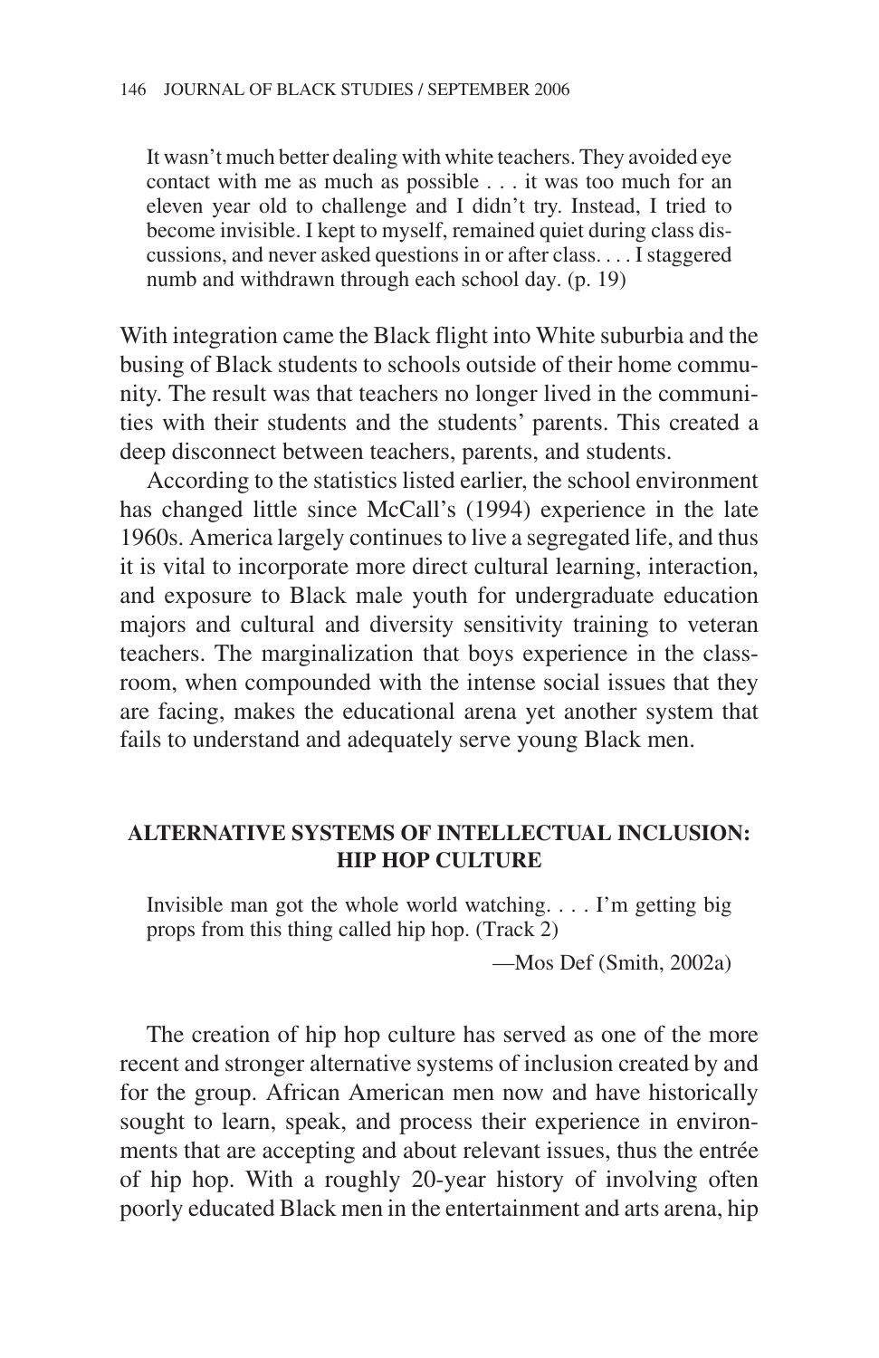> It wasn't much better dealing with white teachers. They avoided eye contact with me as much as possible . . . it was too much for an eleven year old to challenge and I didn't try. Instead, I tried to become invisible. I kept to myself, remained quiet during class discussions, and never asked questions in or after class. . . . I staggered numb and withdrawn through each school day. (p. 19)

With integration came the Black flight into White suburbia and the busing of Black students to schools outside of their home community. The result was that teachers no longer lived in the communities with their students and the students' parents. This created a deep disconnect between teachers, parents, and students.

According to the statistics listed earlier, the school environment has changed little since McCall's (1994) experience in the late 1960s. America largely continues to live a segregated life, and thus it is vital to incorporate more direct cultural learning, interaction, and exposure to Black male youth for undergraduate education majors and cultural and diversity sensitivity training to veteran teachers. The marginalization that boys experience in the classroom, when compounded with the intense social issues that they are facing, makes the educational arena yet another system that fails to understand and adequately serve young Black men.

## ALTERNATIVE SYSTEMS OF INTELLECTUAL INCLUSION: HIP HOP CULTURE

> Invisible man got the whole world watching. . . . I'm getting big props from this thing called hip hop. (Track 2)
>
> —Mos Def (Smith, 2002a)

The creation of hip hop culture has served as one of the more recent and stronger alternative systems of inclusion created by and for the group. African American men now and have historically sought to learn, speak, and process their experience in environments that are accepting and about relevant issues, thus the entrée of hip hop. With a roughly 20-year history of involving often poorly educated Black men in the entertainment and arts arena, hip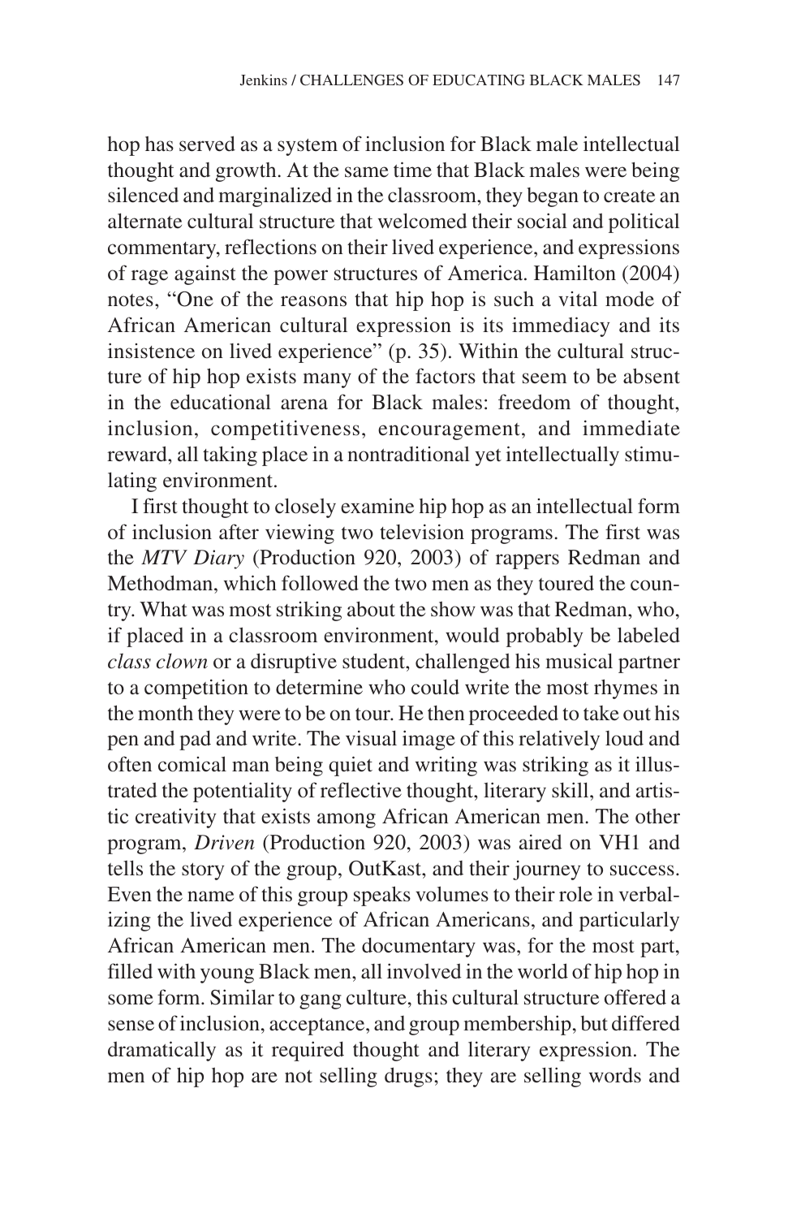hop has served as a system of inclusion for Black male intellectual thought and growth. At the same time that Black males were being silenced and marginalized in the classroom, they began to create an alternate cultural structure that welcomed their social and political commentary, reflections on their lived experience, and expressions of rage against the power structures of America. Hamilton (2004) notes, "One of the reasons that hip hop is such a vital mode of African American cultural expression is its immediacy and its insistence on lived experience" (p. 35). Within the cultural structure of hip hop exists many of the factors that seem to be absent in the educational arena for Black males: freedom of thought, inclusion, competitiveness, encouragement, and immediate reward, all taking place in a nontraditional yet intellectually stimulating environment.

I first thought to closely examine hip hop as an intellectual form of inclusion after viewing two television programs. The first was the *MTV Diary* (Production 920, 2003) of rappers Redman and Methodman, which followed the two men as they toured the country. What was most striking about the show was that Redman, who, if placed in a classroom environment, would probably be labeled *class clown* or a disruptive student, challenged his musical partner to a competition to determine who could write the most rhymes in the month they were to be on tour. He then proceeded to take out his pen and pad and write. The visual image of this relatively loud and often comical man being quiet and writing was striking as it illustrated the potentiality of reflective thought, literary skill, and artistic creativity that exists among African American men. The other program, *Driven* (Production 920, 2003) was aired on VH1 and tells the story of the group, OutKast, and their journey to success. Even the name of this group speaks volumes to their role in verbalizing the lived experience of African Americans, and particularly African American men. The documentary was, for the most part, filled with young Black men, all involved in the world of hip hop in some form. Similar to gang culture, this cultural structure offered a sense of inclusion, acceptance, and group membership, but differed dramatically as it required thought and literary expression. The men of hip hop are not selling drugs; they are selling words and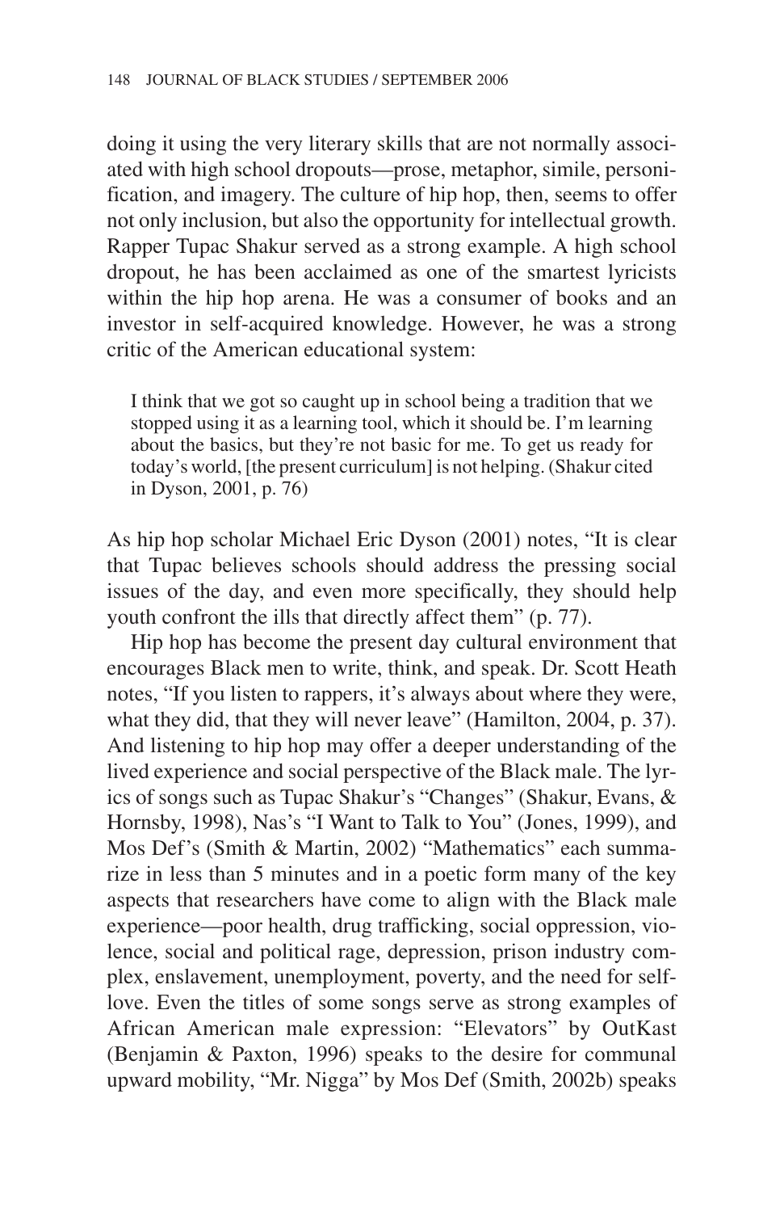doing it using the very literary skills that are not normally associated with high school dropouts—prose, metaphor, simile, personification, and imagery. The culture of hip hop, then, seems to offer not only inclusion, but also the opportunity for intellectual growth. Rapper Tupac Shakur served as a strong example. A high school dropout, he has been acclaimed as one of the smartest lyricists within the hip hop arena. He was a consumer of books and an investor in self-acquired knowledge. However, he was a strong critic of the American educational system:

> I think that we got so caught up in school being a tradition that we stopped using it as a learning tool, which it should be. I'm learning about the basics, but they're not basic for me. To get us ready for today's world, [the present curriculum] is not helping. (Shakur cited in Dyson, 2001, p. 76)

As hip hop scholar Michael Eric Dyson (2001) notes, "It is clear that Tupac believes schools should address the pressing social issues of the day, and even more specifically, they should help youth confront the ills that directly affect them" (p. 77).

Hip hop has become the present day cultural environment that encourages Black men to write, think, and speak. Dr. Scott Heath notes, "If you listen to rappers, it's always about where they were, what they did, that they will never leave" (Hamilton, 2004, p. 37). And listening to hip hop may offer a deeper understanding of the lived experience and social perspective of the Black male. The lyrics of songs such as Tupac Shakur's "Changes" (Shakur, Evans, & Hornsby, 1998), Nas's "I Want to Talk to You" (Jones, 1999), and Mos Def's (Smith & Martin, 2002) "Mathematics" each summarize in less than 5 minutes and in a poetic form many of the key aspects that researchers have come to align with the Black male experience—poor health, drug trafficking, social oppression, violence, social and political rage, depression, prison industry complex, enslavement, unemployment, poverty, and the need for self-love. Even the titles of some songs serve as strong examples of African American male expression: "Elevators" by OutKast (Benjamin & Paxton, 1996) speaks to the desire for communal upward mobility, "Mr. Nigga" by Mos Def (Smith, 2002b) speaks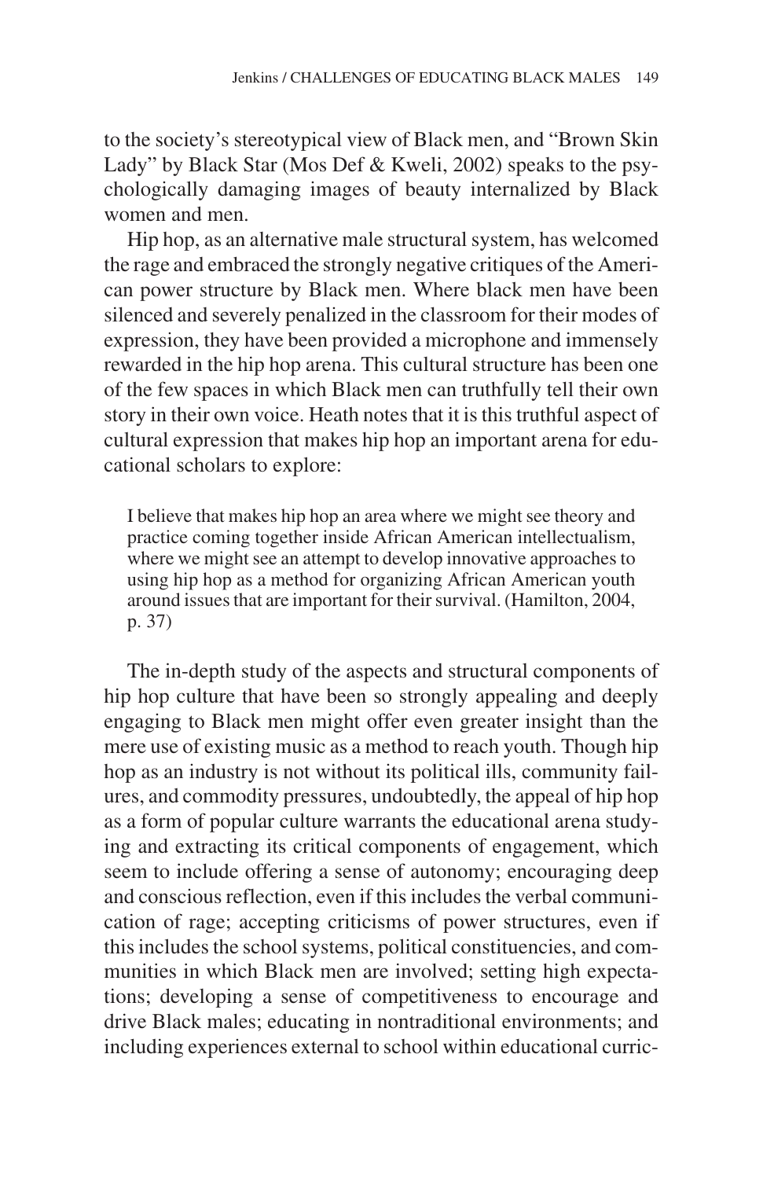to the society's stereotypical view of Black men, and "Brown Skin Lady" by Black Star (Mos Def & Kweli, 2002) speaks to the psychologically damaging images of beauty internalized by Black women and men.

Hip hop, as an alternative male structural system, has welcomed the rage and embraced the strongly negative critiques of the American power structure by Black men. Where black men have been silenced and severely penalized in the classroom for their modes of expression, they have been provided a microphone and immensely rewarded in the hip hop arena. This cultural structure has been one of the few spaces in which Black men can truthfully tell their own story in their own voice. Heath notes that it is this truthful aspect of cultural expression that makes hip hop an important arena for educational scholars to explore:

> I believe that makes hip hop an area where we might see theory and practice coming together inside African American intellectualism, where we might see an attempt to develop innovative approaches to using hip hop as a method for organizing African American youth around issues that are important for their survival. (Hamilton, 2004, p. 37)

The in-depth study of the aspects and structural components of hip hop culture that have been so strongly appealing and deeply engaging to Black men might offer even greater insight than the mere use of existing music as a method to reach youth. Though hip hop as an industry is not without its political ills, community failures, and commodity pressures, undoubtedly, the appeal of hip hop as a form of popular culture warrants the educational arena studying and extracting its critical components of engagement, which seem to include offering a sense of autonomy; encouraging deep and conscious reflection, even if this includes the verbal communication of rage; accepting criticisms of power structures, even if this includes the school systems, political constituencies, and communities in which Black men are involved; setting high expectations; developing a sense of competitiveness to encourage and drive Black males; educating in nontraditional environments; and including experiences external to school within educational curric-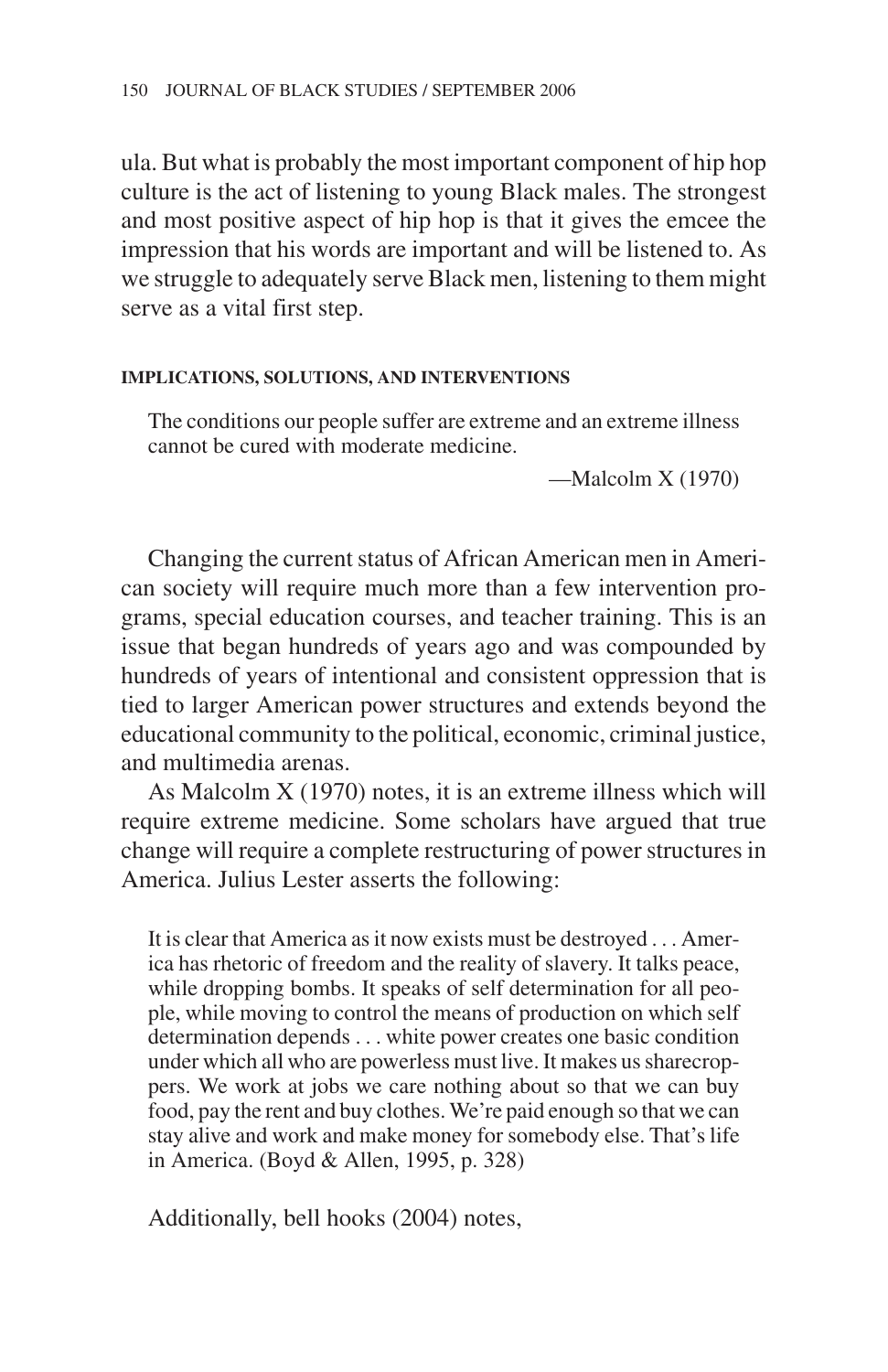ula. But what is probably the most important component of hip hop culture is the act of listening to young Black males. The strongest and most positive aspect of hip hop is that it gives the emcee the impression that his words are important and will be listened to. As we struggle to adequately serve Black men, listening to them might serve as a vital first step.

## IMPLICATIONS, SOLUTIONS, AND INTERVENTIONS

> The conditions our people suffer are extreme and an extreme illness cannot be cured with moderate medicine.
>
> —Malcolm X (1970)

Changing the current status of African American men in American society will require much more than a few intervention programs, special education courses, and teacher training. This is an issue that began hundreds of years ago and was compounded by hundreds of years of intentional and consistent oppression that is tied to larger American power structures and extends beyond the educational community to the political, economic, criminal justice, and multimedia arenas.

As Malcolm X (1970) notes, it is an extreme illness which will require extreme medicine. Some scholars have argued that true change will require a complete restructuring of power structures in America. Julius Lester asserts the following:

> It is clear that America as it now exists must be destroyed . . . America has rhetoric of freedom and the reality of slavery. It talks peace, while dropping bombs. It speaks of self determination for all people, while moving to control the means of production on which self determination depends . . . white power creates one basic condition under which all who are powerless must live. It makes us sharecroppers. We work at jobs we care nothing about so that we can buy food, pay the rent and buy clothes. We're paid enough so that we can stay alive and work and make money for somebody else. That's life in America. (Boyd & Allen, 1995, p. 328)

Additionally, bell hooks (2004) notes,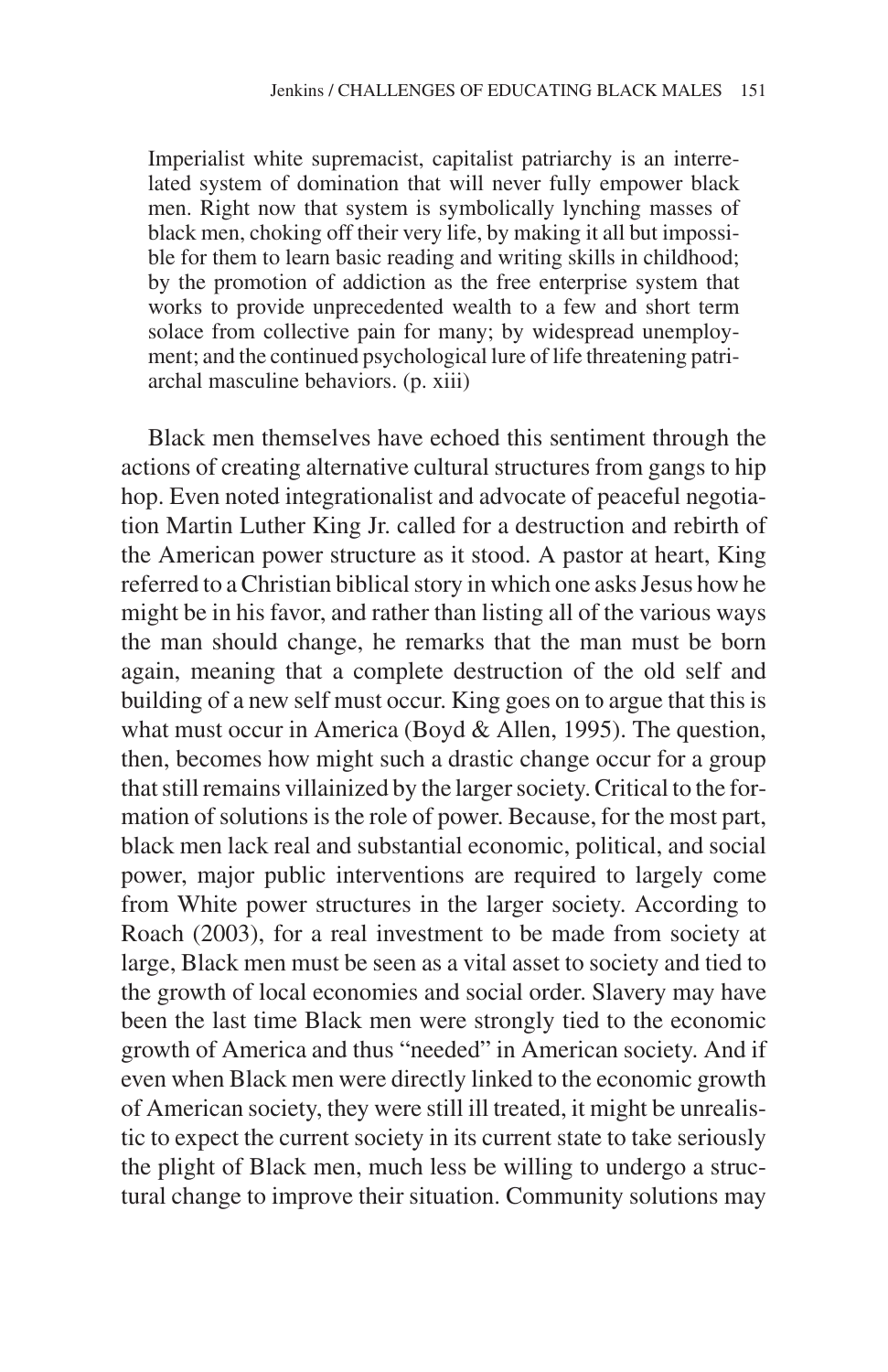> Imperialist white supremacist, capitalist patriarchy is an interrelated system of domination that will never fully empower black men. Right now that system is symbolically lynching masses of black men, choking off their very life, by making it all but impossible for them to learn basic reading and writing skills in childhood; by the promotion of addiction as the free enterprise system that works to provide unprecedented wealth to a few and short term solace from collective pain for many; by widespread unemployment; and the continued psychological lure of life threatening patriarchal masculine behaviors. (p. xiii)

Black men themselves have echoed this sentiment through the actions of creating alternative cultural structures from gangs to hip hop. Even noted integrationalist and advocate of peaceful negotiation Martin Luther King Jr. called for a destruction and rebirth of the American power structure as it stood. A pastor at heart, King referred to a Christian biblical story in which one asks Jesus how he might be in his favor, and rather than listing all of the various ways the man should change, he remarks that the man must be born again, meaning that a complete destruction of the old self and building of a new self must occur. King goes on to argue that this is what must occur in America (Boyd & Allen, 1995). The question, then, becomes how might such a drastic change occur for a group that still remains villainized by the larger society. Critical to the formation of solutions is the role of power. Because, for the most part, black men lack real and substantial economic, political, and social power, major public interventions are required to largely come from White power structures in the larger society. According to Roach (2003), for a real investment to be made from society at large, Black men must be seen as a vital asset to society and tied to the growth of local economies and social order. Slavery may have been the last time Black men were strongly tied to the economic growth of America and thus "needed" in American society. And if even when Black men were directly linked to the economic growth of American society, they were still ill treated, it might be unrealistic to expect the current society in its current state to take seriously the plight of Black men, much less be willing to undergo a structural change to improve their situation. Community solutions may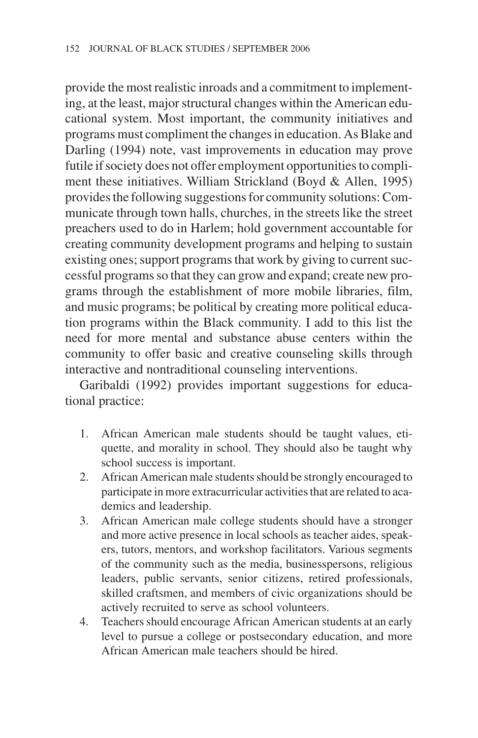provide the most realistic inroads and a commitment to implementing, at the least, major structural changes within the American educational system. Most important, the community initiatives and programs must compliment the changes in education. As Blake and Darling (1994) note, vast improvements in education may prove futile if society does not offer employment opportunities to compliment these initiatives. William Strickland (Boyd & Allen, 1995) provides the following suggestions for community solutions: Communicate through town halls, churches, in the streets like the street preachers used to do in Harlem; hold government accountable for creating community development programs and helping to sustain existing ones; support programs that work by giving to current successful programs so that they can grow and expand; create new programs through the establishment of more mobile libraries, film, and music programs; be political by creating more political education programs within the Black community. I add to this list the need for more mental and substance abuse centers within the community to offer basic and creative counseling skills through interactive and nontraditional counseling interventions.

Garibaldi (1992) provides important suggestions for educational practice:

1. African American male students should be taught values, etiquette, and morality in school. They should also be taught why school success is important.
2. African American male students should be strongly encouraged to participate in more extracurricular activities that are related to academics and leadership.
3. African American male college students should have a stronger and more active presence in local schools as teacher aides, speakers, tutors, mentors, and workshop facilitators. Various segments of the community such as the media, businesspersons, religious leaders, public servants, senior citizens, retired professionals, skilled craftsmen, and members of civic organizations should be actively recruited to serve as school volunteers.
4. Teachers should encourage African American students at an early level to pursue a college or postsecondary education, and more African American male teachers should be hired.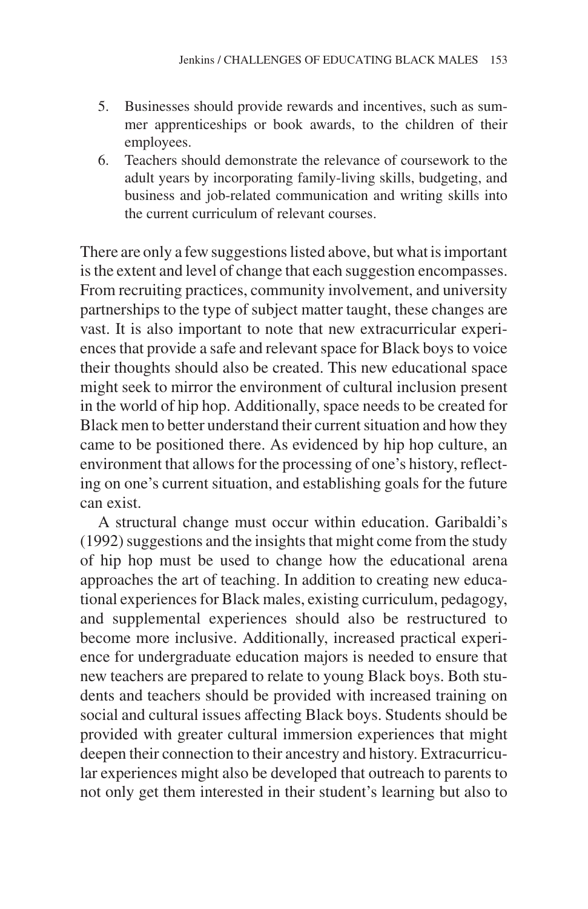5. Businesses should provide rewards and incentives, such as summer apprenticeships or book awards, to the children of their employees.
6. Teachers should demonstrate the relevance of coursework to the adult years by incorporating family-living skills, budgeting, and business and job-related communication and writing skills into the current curriculum of relevant courses.

There are only a few suggestions listed above, but what is important is the extent and level of change that each suggestion encompasses. From recruiting practices, community involvement, and university partnerships to the type of subject matter taught, these changes are vast. It is also important to note that new extracurricular experiences that provide a safe and relevant space for Black boys to voice their thoughts should also be created. This new educational space might seek to mirror the environment of cultural inclusion present in the world of hip hop. Additionally, space needs to be created for Black men to better understand their current situation and how they came to be positioned there. As evidenced by hip hop culture, an environment that allows for the processing of one's history, reflecting on one's current situation, and establishing goals for the future can exist.

A structural change must occur within education. Garibaldi's (1992) suggestions and the insights that might come from the study of hip hop must be used to change how the educational arena approaches the art of teaching. In addition to creating new educational experiences for Black males, existing curriculum, pedagogy, and supplemental experiences should also be restructured to become more inclusive. Additionally, increased practical experience for undergraduate education majors is needed to ensure that new teachers are prepared to relate to young Black boys. Both students and teachers should be provided with increased training on social and cultural issues affecting Black boys. Students should be provided with greater cultural immersion experiences that might deepen their connection to their ancestry and history. Extracurricular experiences might also be developed that outreach to parents to not only get them interested in their student's learning but also to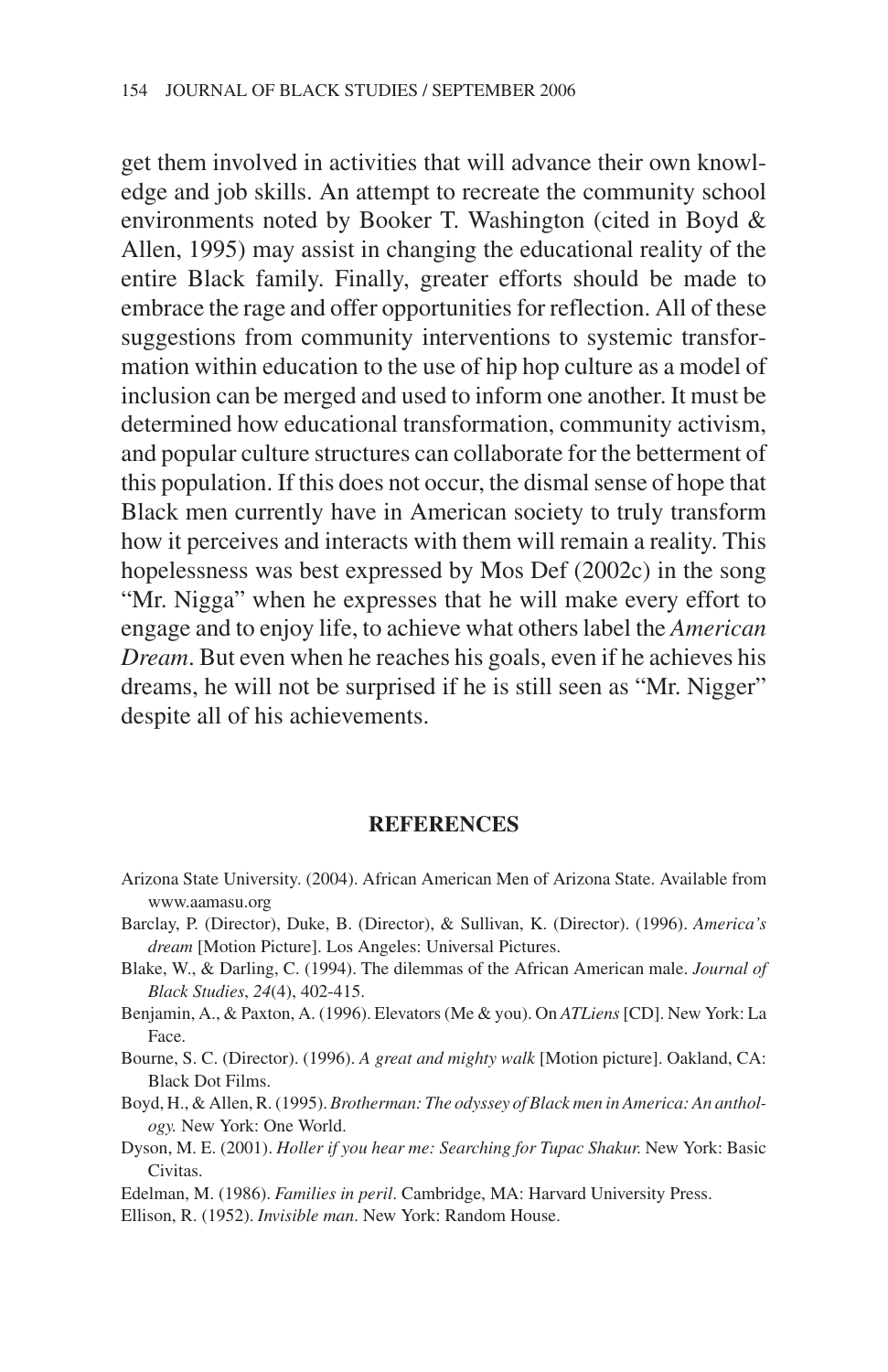get them involved in activities that will advance their own knowledge and job skills. An attempt to recreate the community school environments noted by Booker T. Washington (cited in Boyd & Allen, 1995) may assist in changing the educational reality of the entire Black family. Finally, greater efforts should be made to embrace the rage and offer opportunities for reflection. All of these suggestions from community interventions to systemic transformation within education to the use of hip hop culture as a model of inclusion can be merged and used to inform one another. It must be determined how educational transformation, community activism, and popular culture structures can collaborate for the betterment of this population. If this does not occur, the dismal sense of hope that Black men currently have in American society to truly transform how it perceives and interacts with them will remain a reality. This hopelessness was best expressed by Mos Def (2002c) in the song "Mr. Nigga" when he expresses that he will make every effort to engage and to enjoy life, to achieve what others label the *American Dream*. But even when he reaches his goals, even if he achieves his dreams, he will not be surprised if he is still seen as "Mr. Nigger" despite all of his achievements.

## REFERENCES

Arizona State University. (2004). African American Men of Arizona State. Available from www.aamasu.org

Barclay, P. (Director), Duke, B. (Director), & Sullivan, K. (Director). (1996). *America's dream* [Motion Picture]. Los Angeles: Universal Pictures.

Blake, W., & Darling, C. (1994). The dilemmas of the African American male. *Journal of Black Studies*, *24*(4), 402-415.

Benjamin, A., & Paxton, A. (1996). Elevators (Me & you). On *ATLiens* [CD]. New York: La Face.

Bourne, S. C. (Director). (1996). *A great and mighty walk* [Motion picture]. Oakland, CA: Black Dot Films.

Boyd, H., & Allen, R. (1995). *Brotherman: The odyssey of Black men in America: An anthology.* New York: One World.

Dyson, M. E. (2001). *Holler if you hear me: Searching for Tupac Shakur.* New York: Basic Civitas.

Edelman, M. (1986). *Families in peril*. Cambridge, MA: Harvard University Press.

Ellison, R. (1952). *Invisible man*. New York: Random House.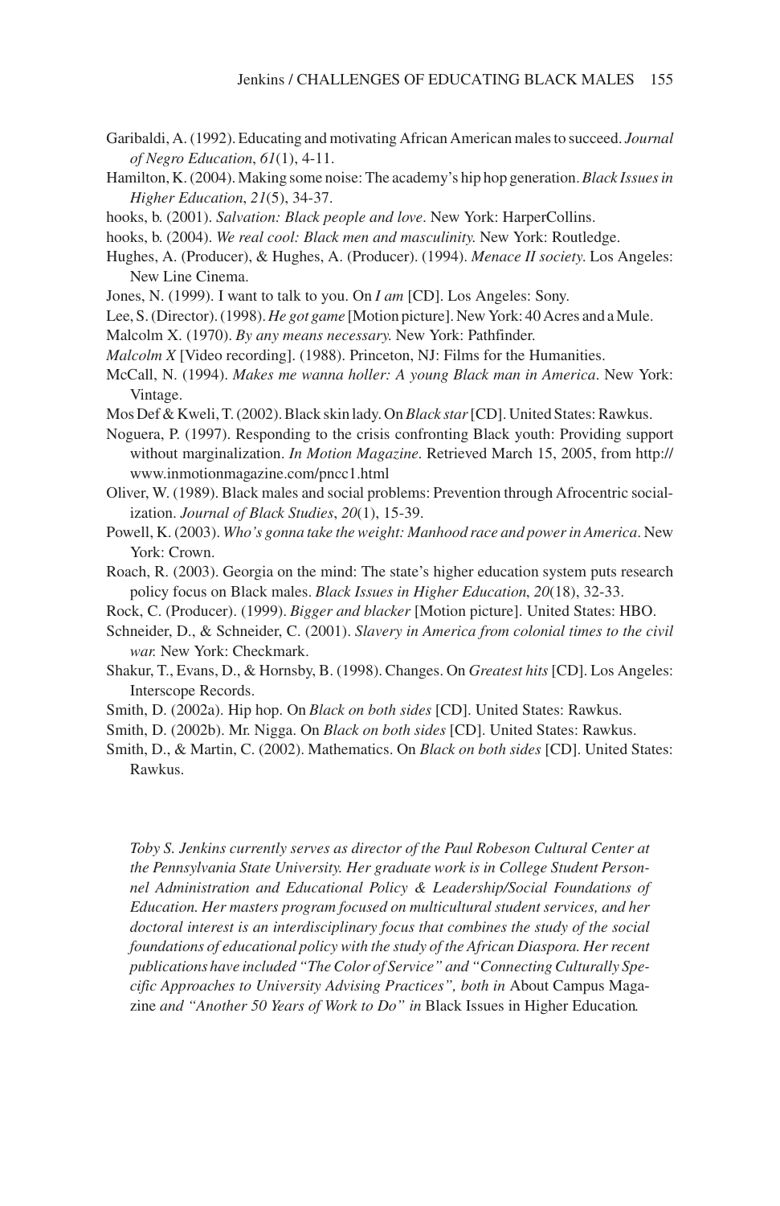Garibaldi, A. (1992). Educating and motivating African American males to succeed. *Journal of Negro Education*, *61*(1), 4-11.

Hamilton, K. (2004). Making some noise: The academy's hip hop generation. *Black Issues in Higher Education*, *21*(5), 34-37.

hooks, b. (2001). *Salvation: Black people and love*. New York: HarperCollins.

hooks, b. (2004). *We real cool: Black men and masculinity.* New York: Routledge.

Hughes, A. (Producer), & Hughes, A. (Producer). (1994). *Menace II society*. Los Angeles: New Line Cinema.

Jones, N. (1999). I want to talk to you. On *I am* [CD]. Los Angeles: Sony.

Lee, S. (Director). (1998). *He got game* [Motion picture]. New York: 40 Acres and a Mule.

Malcolm X. (1970). *By any means necessary.* New York: Pathfinder.

*Malcolm X* [Video recording]. (1988). Princeton, NJ: Films for the Humanities.

McCall, N. (1994). *Makes me wanna holler: A young Black man in America*. New York: Vintage.

Mos Def & Kweli, T. (2002). Black skin lady. On *Black star* [CD]. United States: Rawkus.

Noguera, P. (1997). Responding to the crisis confronting Black youth: Providing support without marginalization. *In Motion Magazine*. Retrieved March 15, 2005, from http://www.inmotionmagazine.com/pncc1.html

Oliver, W. (1989). Black males and social problems: Prevention through Afrocentric socialization. *Journal of Black Studies*, *20*(1), 15-39.

Powell, K. (2003). *Who's gonna take the weight: Manhood race and power in America*. New York: Crown.

Roach, R. (2003). Georgia on the mind: The state's higher education system puts research policy focus on Black males. *Black Issues in Higher Education*, *20*(18), 32-33.

Rock, C. (Producer). (1999). *Bigger and blacker* [Motion picture]. United States: HBO.

Schneider, D., & Schneider, C. (2001). *Slavery in America from colonial times to the civil war.* New York: Checkmark.

Shakur, T., Evans, D., & Hornsby, B. (1998). Changes. On *Greatest hits* [CD]. Los Angeles: Interscope Records.

Smith, D. (2002a). Hip hop. On *Black on both sides* [CD]. United States: Rawkus.

Smith, D. (2002b). Mr. Nigga. On *Black on both sides* [CD]. United States: Rawkus.

Smith, D., & Martin, C. (2002). Mathematics. On *Black on both sides* [CD]. United States: Rawkus.

*Toby S. Jenkins currently serves as director of the Paul Robeson Cultural Center at the Pennsylvania State University. Her graduate work is in College Student Personnel Administration and Educational Policy & Leadership/Social Foundations of Education. Her masters program focused on multicultural student services, and her doctoral interest is an interdisciplinary focus that combines the study of the social foundations of educational policy with the study of the African Diaspora. Her recent publications have included "The Color of Service" and "Connecting Culturally Specific Approaches to University Advising Practices", both in* About Campus Magazine *and "Another 50 Years of Work to Do" in* Black Issues in Higher Education*.*